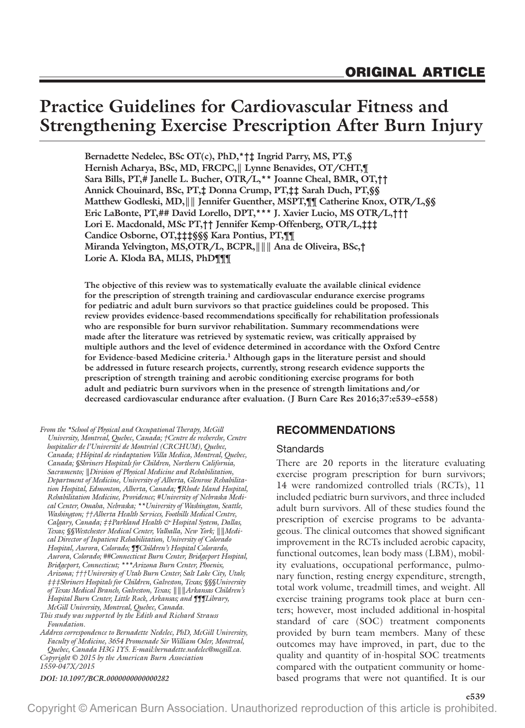ORIGINAL ARTICLE

# Practice Guidelines for Cardiovascular Fitness and Strengthening Exercise Prescription After Burn Injury

**Bernadette Nedelec, BSc OT(c), PhD,*†‡ Ingrid Parry, MS, PT,§ Hernish Acharya, BSc, MD, FRCPC,‖ Lynne Benavides, OT/CHT,¶ Sara Bills, PT,# Janelle L. Bucher, OTR/L,** Joanne Cheal, BMR, OT,†† Annick Chouinard, BSc, PT,‡ Donna Crump, PT,‡‡ Sarah Duch, PT,§§ Matthew Godleski, MD,‖‖ Jennifer Guenther, MSPT,¶¶ Catherine Knox, OTR/L,§§ Eric LaBonte, PT,## David Lorello, DPT,*** J. Xavier Lucio, MS OTR/L,††† Lori E. Macdonald, MSc PT,†† Jennifer Kemp-Offenberg, OTR/L,‡‡‡ Candice Osborne, OT,‡‡‡§§§ Kara Pontius, PT,¶¶ Miranda Yelvington, MS,OTR/L, BCPR,‖‖‖ Ana de Oliveira, BSc,† Lorie A. Kloda BA, MLIS, PhD¶¶¶**

**The objective of this review was to systematically evaluate the available clinical evidence for the prescription of strength training and cardiovascular endurance exercise programs for pediatric and adult burn survivors so that practice guidelines could be proposed. This review provides evidence-based recommendations specifically for rehabilitation professionals who are responsible for burn survivor rehabilitation. Summary recommendations were made after the literature was retrieved by systematic review, was critically appraised by multiple authors and the level of evidence determined in accordance with the Oxford Centre for Evidence-based Medicine criteria.[1] Although gaps in the literature persist and should be addressed in future research projects, currently, strong research evidence supports the prescription of strength training and aerobic conditioning exercise programs for both adult and pediatric burn survivors when in the presence of strength limitations and/or decreased cardiovascular endurance after evaluation. (J Burn Care Res 2016;37:e539–e558)**

*From the \*School of Physical and Occupational Therapy, McGill University, Montreal, Quebec, Canada; †Centre de recherche, Centre hospitalier de l'Université de Montréal (CRCHUM), Quebec, Canada; ‡Hôpital de réadaptation Villa Medica, Montreal, Quebec, Canada; §Shriners Hospitals for Children, Northern California, Sacramento; ‖Division of Physical Medicine and Rehabilitation, Department of Medicine, University of Alberta, Glenrose Rehabilitation Hospital, Edmonton, Alberta, Canada; ¶Rhode Island Hospital, Rehabilitation Medicine, Providence; #University of Nebraska Medical Center, Omaha, Nebraska; \*\*University of Washington, Seattle, Washington; ††Alberta Health Services, Foothills Medical Centre, Calgary, Canada; ‡‡Parkland Health & Hospital System, Dallas, Texas; §§Westchester Medical Center, Valhalla, New York; ‖‖Medical Director of Inpatient Rehabilitation, University of Colorado Hospital, Aurora, Colorado; ¶¶Children's Hospital Colorado, Aurora, Colorado; ##Connecticut Burn Center, Bridgeport Hospital, Bridgeport, Connecticut; \*\*\*Arizona Burn Center, Phoenix, Arizona; †††University of Utah Burn Center, Salt Lake City, Utah; ‡‡‡Shriners Hospitals for Children, Galveston, Texas; §§§University of Texas Medical Branch, Galveston, Texas; ‖‖‖Arkansas Children's Hospital Burn Center, Little Rock, Arkansas; and ¶¶¶Library, McGill University, Montreal, Quebec, Canada.*

*This study was supported by the Edith and Richard Strauss Foundation.*

*Address correspondence to Bernadette Nedelec, PhD, McGill University, Faculty of Medicine, 3654 Promenade Sir William Osler, Montreal, Quebec, Canada H3G 1Y5. E-mail:bernadette.nedelec@mcgill.ca.*

*Copyright © 2015 by the American Burn Association*

*1559-047X/2015*

*DOI: 10.1097/BCR.0000000000000282*

## RECOMMENDATIONS

### Standards

There are 20 reports in the literature evaluating exercise program prescription for burn survivors; 14 were randomized controlled trials (RCTs), 11 included pediatric burn survivors, and three included adult burn survivors. All of these studies found the prescription of exercise programs to be advantageous. The clinical outcomes that showed significant improvement in the RCTs included aerobic capacity, functional outcomes, lean body mass (LBM), mobility evaluations, occupational performance, pulmonary function, resting energy expenditure, strength, total work volume, treadmill times, and weight. All exercise training programs took place at burn centers; however, most included additional in-hospital standard of care (SOC) treatment components provided by burn team members. Many of these outcomes may have improved, in part, due to the quality and quantity of in-hospital SOC treatments compared with the outpatient community or home-based programs that were not quantified. It is our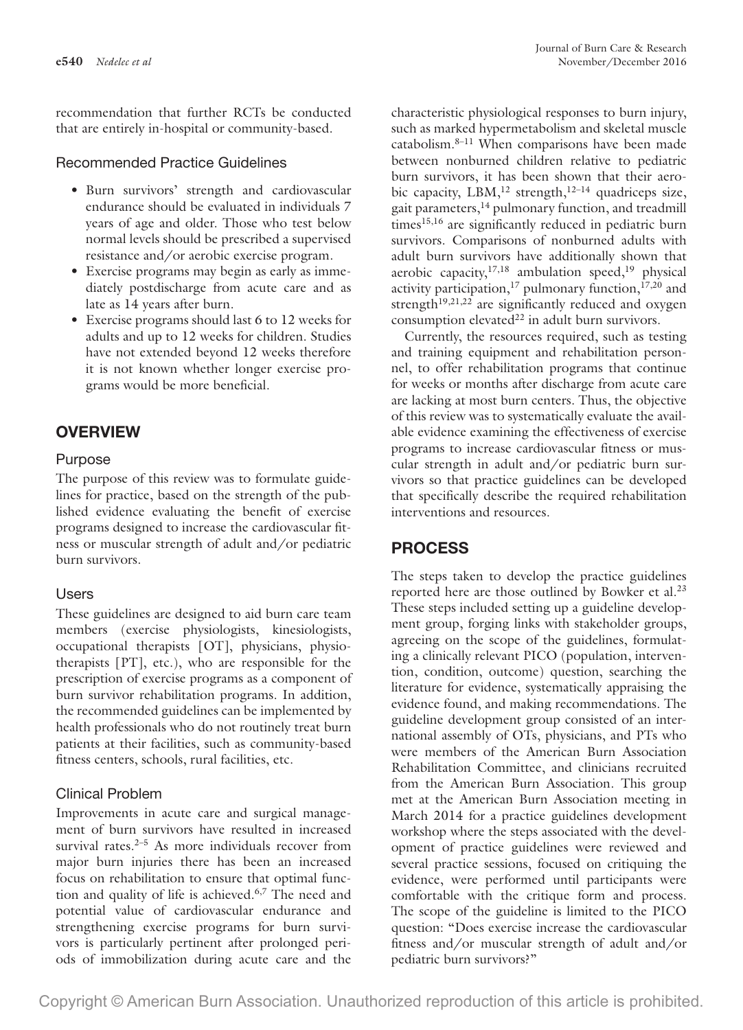recommendation that further RCTs be conducted that are entirely in-hospital or community-based.

### Recommended Practice Guidelines

- Burn survivors' strength and cardiovascular endurance should be evaluated in individuals 7 years of age and older. Those who test below normal levels should be prescribed a supervised resistance and/or aerobic exercise program.
- Exercise programs may begin as early as immediately postdischarge from acute care and as late as 14 years after burn.
- Exercise programs should last 6 to 12 weeks for adults and up to 12 weeks for children. Studies have not extended beyond 12 weeks therefore it is not known whether longer exercise programs would be more beneficial.

## OVERVIEW

### Purpose

The purpose of this review was to formulate guidelines for practice, based on the strength of the published evidence evaluating the benefit of exercise programs designed to increase the cardiovascular fitness or muscular strength of adult and/or pediatric burn survivors.

### Users

These guidelines are designed to aid burn care team members (exercise physiologists, kinesiologists, occupational therapists [OT], physicians, physiotherapists [PT], etc.), who are responsible for the prescription of exercise programs as a component of burn survivor rehabilitation programs. In addition, the recommended guidelines can be implemented by health professionals who do not routinely treat burn patients at their facilities, such as community-based fitness centers, schools, rural facilities, etc.

### Clinical Problem

Improvements in acute care and surgical management of burn survivors have resulted in increased survival rates.[2–5] As more individuals recover from major burn injuries there has been an increased focus on rehabilitation to ensure that optimal function and quality of life is achieved.[6,7] The need and potential value of cardiovascular endurance and strengthening exercise programs for burn survivors is particularly pertinent after prolonged periods of immobilization during acute care and the characteristic physiological responses to burn injury, such as marked hypermetabolism and skeletal muscle catabolism.[8–11] When comparisons have been made between nonburned children relative to pediatric burn survivors, it has been shown that their aerobic capacity, LBM,[12] strength,[12–14] quadriceps size, gait parameters,[14] pulmonary function, and treadmill times[15,16] are significantly reduced in pediatric burn survivors. Comparisons of nonburned adults with adult burn survivors have additionally shown that aerobic capacity,[17,18] ambulation speed,[19] physical activity participation,[17] pulmonary function,[17,20] and strength[19,21,22] are significantly reduced and oxygen consumption elevated[22] in adult burn survivors.

Currently, the resources required, such as testing and training equipment and rehabilitation personnel, to offer rehabilitation programs that continue for weeks or months after discharge from acute care are lacking at most burn centers. Thus, the objective of this review was to systematically evaluate the available evidence examining the effectiveness of exercise programs to increase cardiovascular fitness or muscular strength in adult and/or pediatric burn survivors so that practice guidelines can be developed that specifically describe the required rehabilitation interventions and resources.

## PROCESS

The steps taken to develop the practice guidelines reported here are those outlined by Bowker et al.[23] These steps included setting up a guideline development group, forging links with stakeholder groups, agreeing on the scope of the guidelines, formulating a clinically relevant PICO (population, intervention, condition, outcome) question, searching the literature for evidence, systematically appraising the evidence found, and making recommendations. The guideline development group consisted of an international assembly of OTs, physicians, and PTs who were members of the American Burn Association Rehabilitation Committee, and clinicians recruited from the American Burn Association. This group met at the American Burn Association meeting in March 2014 for a practice guidelines development workshop where the steps associated with the development of practice guidelines were reviewed and several practice sessions, focused on critiquing the evidence, were performed until participants were comfortable with the critique form and process. The scope of the guideline is limited to the PICO question: "Does exercise increase the cardiovascular fitness and/or muscular strength of adult and/or pediatric burn survivors?"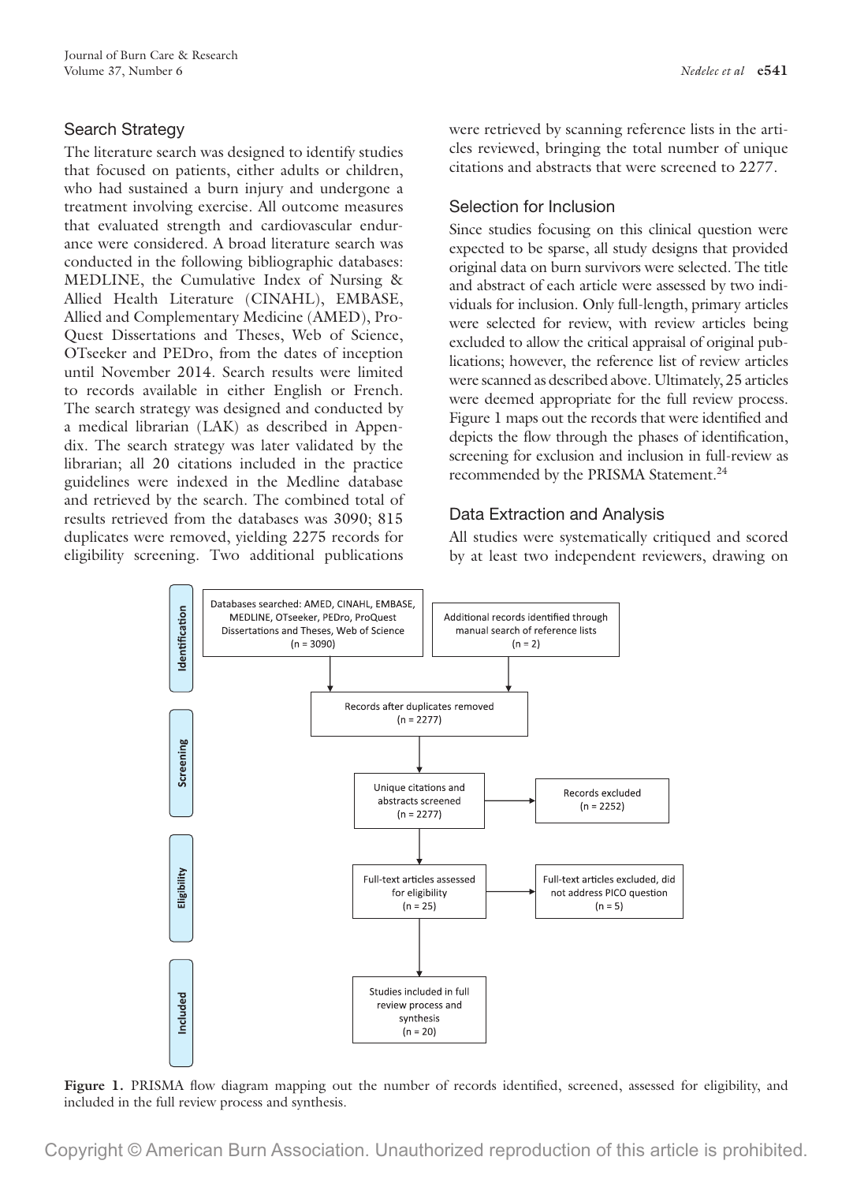## Search Strategy

The literature search was designed to identify studies that focused on patients, either adults or children, who had sustained a burn injury and undergone a treatment involving exercise. All outcome measures that evaluated strength and cardiovascular endurance were considered. A broad literature search was conducted in the following bibliographic databases: MEDLINE, the Cumulative Index of Nursing & Allied Health Literature (CINAHL), EMBASE, Allied and Complementary Medicine (AMED), ProQuest Dissertations and Theses, Web of Science, OTseeker and PEDro, from the dates of inception until November 2014. Search results were limited to records available in either English or French. The search strategy was designed and conducted by a medical librarian (LAK) as described in Appendix. The search strategy was later validated by the librarian; all 20 citations included in the practice guidelines were indexed in the Medline database and retrieved by the search. The combined total of results retrieved from the databases was 3090; 815 duplicates were removed, yielding 2275 records for eligibility screening. Two additional publications were retrieved by scanning reference lists in the articles reviewed, bringing the total number of unique citations and abstracts that were screened to 2277.

## Selection for Inclusion

Since studies focusing on this clinical question were expected to be sparse, all study designs that provided original data on burn survivors were selected. The title and abstract of each article were assessed by two individuals for inclusion. Only full-length, primary articles were selected for review, with review articles being excluded to allow the critical appraisal of original publications; however, the reference list of review articles were scanned as described above. Ultimately, 25 articles were deemed appropriate for the full review process. Figure 1 maps out the records that were identified and depicts the flow through the phases of identification, screening for exclusion and inclusion in full-review as recommended by the PRISMA Statement.[24]

## Data Extraction and Analysis

All studies were systematically critiqued and scored by at least two independent reviewers, drawing on

**Identification**

Databases searched: AMED, CINAHL, EMBASE, MEDLINE, OTseeker, PEDro, ProQuest Dissertations and Theses, Web of Science (n = 3090)

Additional records identified through manual search of reference lists (n = 2)

Records after duplicates removed (n = 2277)

**Screening**

Unique citations and abstracts screened (n = 2277)

Records excluded (n = 2252)

**Eligibility**

Full-text articles assessed for eligibility (n = 25)

Full-text articles excluded, did not address PICO question (n = 5)

**Included**

Studies included in full review process and synthesis (n = 20)

**Figure 1.** PRISMA flow diagram mapping out the number of records identified, screened, assessed for eligibility, and included in the full review process and synthesis.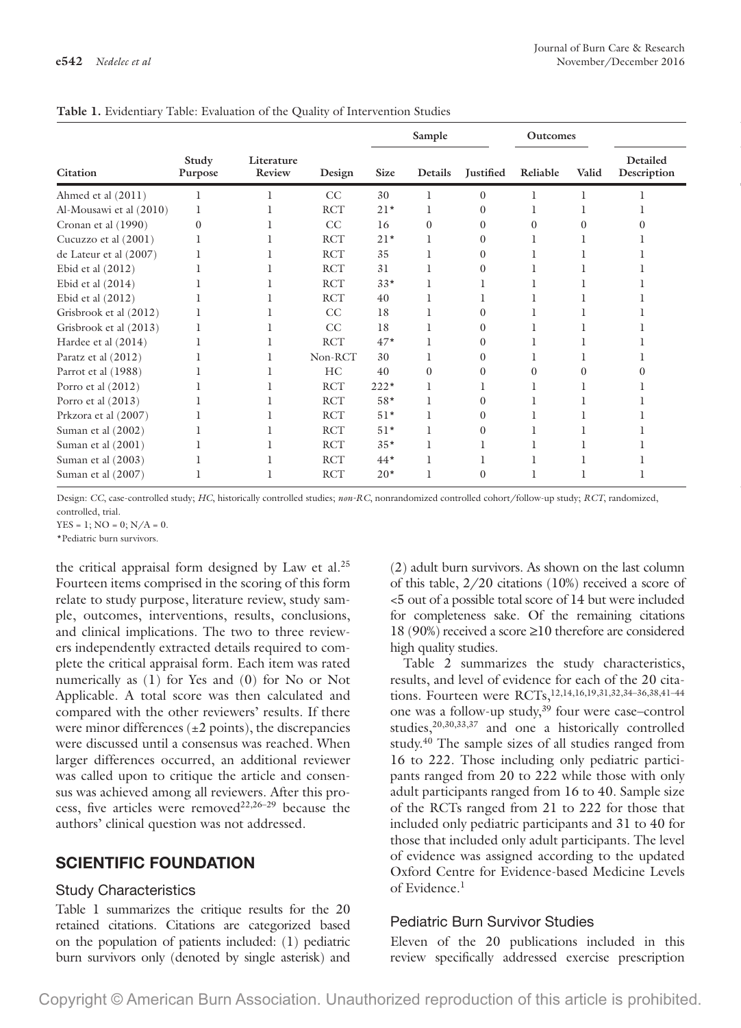**Table 1.** Evidentiary Table: Evaluation of the Quality of Intervention Studies

| Citation | Study Purpose | Literature Review | Design | Sample | | | Outcomes | | Detailed Description |
|---|---|---|---|---|---|---|---|---|---|
| | | | | Size | Details | Justified | Reliable | Valid | |
| Ahmed et al (2011) | 1 | 1 | CC | 30 | 1 | 0 | 1 | 1 | 1 |
| Al-Mousawi et al (2010) | 1 | 1 | RCT | 21* | 1 | 0 | 1 | 1 | 1 |
| Cronan et al (1990) | 0 | 1 | CC | 16 | 0 | 0 | 0 | 0 | 0 |
| Cucuzzo et al (2001) | 1 | 1 | RCT | 21* | 1 | 0 | 1 | 1 | 1 |
| de Lateur et al (2007) | 1 | 1 | RCT | 35 | 1 | 0 | 1 | 1 | 1 |
| Ebid et al (2012) | 1 | 1 | RCT | 31 | 1 | 0 | 1 | 1 | 1 |
| Ebid et al (2014) | 1 | 1 | RCT | 33* | 1 | 1 | 1 | 1 | 1 |
| Ebid et al (2012) | 1 | 1 | RCT | 40 | 1 | 1 | 1 | 1 | 1 |
| Grisbrook et al (2012) | 1 | 1 | CC | 18 | 1 | 0 | 1 | 1 | 1 |
| Grisbrook et al (2013) | 1 | 1 | CC | 18 | 1 | 0 | 1 | 1 | 1 |
| Hardee et al (2014) | 1 | 1 | RCT | 47* | 1 | 0 | 1 | 1 | 1 |
| Paratz et al (2012) | 1 | 1 | Non-RCT | 30 | 1 | 0 | 1 | 1 | 1 |
| Parrot et al (1988) | 1 | 1 | HC | 40 | 0 | 0 | 0 | 0 | 0 |
| Porro et al (2012) | 1 | 1 | RCT | 222* | 1 | 1 | 1 | 1 | 1 |
| Porro et al (2013) | 1 | 1 | RCT | 58* | 1 | 0 | 1 | 1 | 1 |
| Prkzora et al (2007) | 1 | 1 | RCT | 51* | 1 | 0 | 1 | 1 | 1 |
| Suman et al (2002) | 1 | 1 | RCT | 51* | 1 | 0 | 1 | 1 | 1 |
| Suman et al (2001) | 1 | 1 | RCT | 35* | 1 | 1 | 1 | 1 | 1 |
| Suman et al (2003) | 1 | 1 | RCT | 44* | 1 | 1 | 1 | 1 | 1 |
| Suman et al (2007) | 1 | 1 | RCT | 20* | 1 | 0 | 1 | 1 | 1 |

Design: *CC*, case-controlled study; *HC*, historically controlled studies; *non-RC*, nonrandomized controlled cohort/follow-up study; *RCT*, randomized, controlled, trial.

YES = 1; NO = 0; N/A = 0.

*Pediatric burn survivors.

the critical appraisal form designed by Law et al.[25] Fourteen items comprised in the scoring of this form relate to study purpose, literature review, study sample, outcomes, interventions, results, conclusions, and clinical implications. The two to three reviewers independently extracted details required to complete the critical appraisal form. Each item was rated numerically as (1) for Yes and (0) for No or Not Applicable. A total score was then calculated and compared with the other reviewers' results. If there were minor differences (±2 points), the discrepancies were discussed until a consensus was reached. When larger differences occurred, an additional reviewer was called upon to critique the article and consensus was achieved among all reviewers. After this process, five articles were removed[22,26–29] because the authors' clinical question was not addressed.

## SCIENTIFIC FOUNDATION

### Study Characteristics

Table 1 summarizes the critique results for the 20 retained citations. Citations are categorized based on the population of patients included: (1) pediatric burn survivors only (denoted by single asterisk) and (2) adult burn survivors. As shown on the last column of this table, 2/20 citations (10%) received a score of <5 out of a possible total score of 14 but were included for completeness sake. Of the remaining citations 18 (90%) received a score ≥10 therefore are considered high quality studies.

Table 2 summarizes the study characteristics, results, and level of evidence for each of the 20 citations. Fourteen were RCTs,[12,14,16,19,31,32,34–36,38,41–44] one was a follow-up study,[39] four were case–control studies,[20,30,33,37] and one a historically controlled study.[40] The sample sizes of all studies ranged from 16 to 222. Those including only pediatric participants ranged from 20 to 222 while those with only adult participants ranged from 16 to 40. Sample size of the RCTs ranged from 21 to 222 for those that included only pediatric participants and 31 to 40 for those that included only adult participants. The level of evidence was assigned according to the updated Oxford Centre for Evidence-based Medicine Levels of Evidence.[1]

### Pediatric Burn Survivor Studies

Eleven of the 20 publications included in this review specifically addressed exercise prescription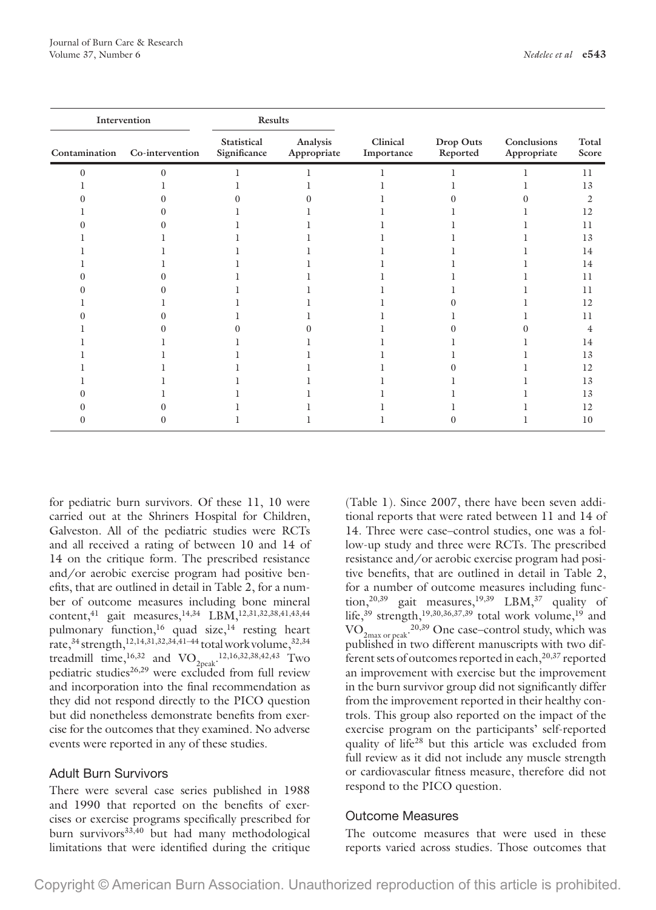| Intervention | | Results | | | | | |
|---|---|---|---|---|---|---|---|
| Contamination | Co-intervention | Statistical Significance | Analysis Appropriate | Clinical Importance | Drop Outs Reported | Conclusions Appropriate | Total Score |
| 0 | 0 | 1 | 1 | 1 | 1 | 1 | 11 |
| 1 | 1 | 1 | 1 | 1 | 1 | 1 | 13 |
| 0 | 0 | 0 | 0 | 1 | 0 | 0 | 2 |
| 1 | 0 | 1 | 1 | 1 | 1 | 1 | 12 |
| 0 | 0 | 1 | 1 | 1 | 1 | 1 | 11 |
| 1 | 1 | 1 | 1 | 1 | 1 | 1 | 13 |
| 1 | 1 | 1 | 1 | 1 | 1 | 1 | 14 |
| 1 | 1 | 1 | 1 | 1 | 1 | 1 | 14 |
| 0 | 0 | 1 | 1 | 1 | 1 | 1 | 11 |
| 0 | 0 | 1 | 1 | 1 | 1 | 1 | 11 |
| 1 | 1 | 1 | 1 | 1 | 0 | 1 | 12 |
| 0 | 0 | 1 | 1 | 1 | 1 | 1 | 11 |
| 1 | 0 | 0 | 0 | 1 | 0 | 0 | 4 |
| 1 | 1 | 1 | 1 | 1 | 1 | 1 | 14 |
| 1 | 1 | 1 | 1 | 1 | 1 | 1 | 13 |
| 1 | 1 | 1 | 1 | 1 | 0 | 1 | 12 |
| 1 | 1 | 1 | 1 | 1 | 1 | 1 | 13 |
| 0 | 1 | 1 | 1 | 1 | 1 | 1 | 13 |
| 0 | 0 | 1 | 1 | 1 | 1 | 1 | 12 |
| 0 | 0 | 1 | 1 | 1 | 0 | 1 | 10 |

for pediatric burn survivors. Of these 11, 10 were carried out at the Shriners Hospital for Children, Galveston. All of the pediatric studies were RCTs and all received a rating of between 10 and 14 of 14 on the critique form. The prescribed resistance and/or aerobic exercise program had positive benefits, that are outlined in detail in Table 2, for a number of outcome measures including bone mineral content,[41] gait measures,[14,34] LBM,[12,31,32,38,41,43,44] pulmonary function,[16] quad size,[14] resting heart rate,[34] strength,[12,14,31,32,34,41–44] total work volume,[32,34] treadmill time,[16,32] and $VO_{2peak}$.[12,16,32,38,42,43] Two pediatric studies[26,29] were excluded from full review and incorporation into the final recommendation as they did not respond directly to the PICO question but did nonetheless demonstrate benefits from exercise for the outcomes that they examined. No adverse events were reported in any of these studies.

## Adult Burn Survivors

There were several case series published in 1988 and 1990 that reported on the benefits of exercises or exercise programs specifically prescribed for burn survivors[33,40] but had many methodological limitations that were identified during the critique (Table 1). Since 2007, there have been seven additional reports that were rated between 11 and 14 of 14. Three were case–control studies, one was a follow-up study and three were RCTs. The prescribed resistance and/or aerobic exercise program had positive benefits, that are outlined in detail in Table 2, for a number of outcome measures including function,[20,39] gait measures,[19,39] LBM,[37] quality of life,[39] strength,[19,30,36,37,39] total work volume,[19] and $VO_{2max\ or\ peak}$.[20,39] One case–control study, which was published in two different manuscripts with two different sets of outcomes reported in each,[20,37] reported an improvement with exercise but the improvement in the burn survivor group did not significantly differ from the improvement reported in their healthy controls. This group also reported on the impact of the exercise program on the participants' self-reported quality of life[28] but this article was excluded from full review as it did not include any muscle strength or cardiovascular fitness measure, therefore did not respond to the PICO question.

## Outcome Measures

The outcome measures that were used in these reports varied across studies. Those outcomes that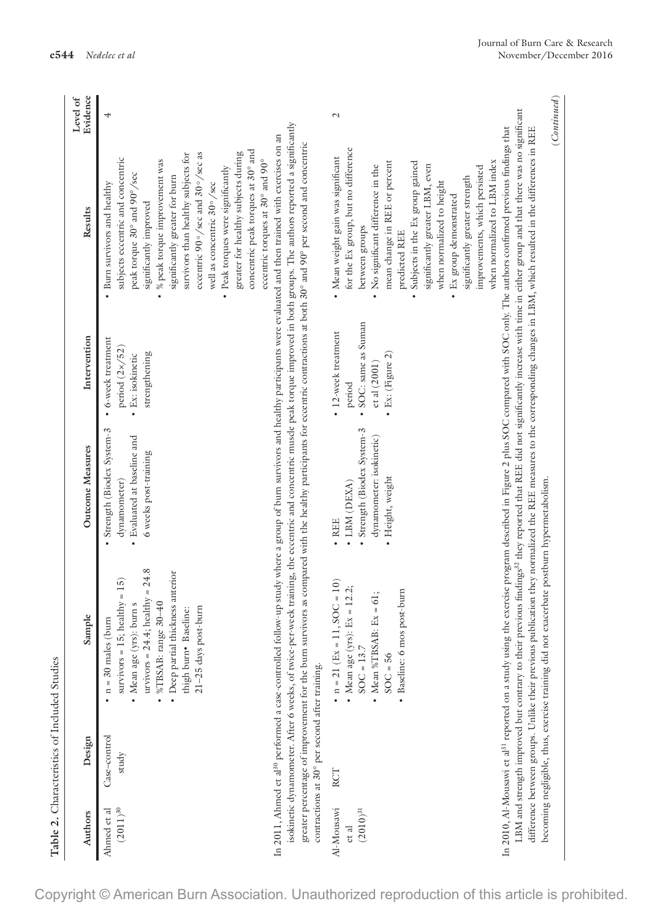**Table 2.** Characteristics of Included Studies

| Authors | Design | Sample | Outcome Measures | Intervention | Results | Level of Evidence |
|---|---|---|---|---|---|---|
| Ahmed et al (2011)[30] | Case–control study | • n = 30 males (burn survivors = 15; healthy = 15) • Mean age (yrs): burn survivors = 24.4; healthy = 24.8 • %TBSAB: range 30–40 • Deep partial thickness anterior thigh burn• Baseline: 21–25 days post-burn | • Strength (Biodex System-3 dynamometer) • Evaluated at baseline and 6 weeks post-training | • 6-week treatment period (2×/52) • Ex: isokinetic strengthening | • Burn survivors and healthy subjects eccentric and concentric peak torque 30° and 90°/sec significantly improved • % peak torque improvement was significantly greater for burn survivors than healthy subjects for eccentric 90°/sec and 30°/sec as well as concentric 30°/sec • Peak torques were significantly greater for healthy subjects during concentric peak torques at 30° and eccentric torques at 30° and 90° | 4 |
| In 2011, Ahmed et al[30] performed a case-controlled follow-up study where a group of burn survivors and healthy participants were evaluated and then trained with exercises on an isokinetic dynamometer. After 6 weeks, of twice-per-week training, the eccentric and concentric muscle peak torque improved in both groups. The authors reported a significantly greater percentage of improvement for the burn survivors as compared with the healthy participants for eccentric contractions at both 30° and 90° per second and concentric contractions at 30° per second after training. | | | | | | |
| Al-Mousawi et al (2010)[31] | RCT | • n = 21 (Ex = 11, SOC = 10) • Mean age (yrs): Ex = 12.2; SOC = 13.7 • Mean %TBSAB: Ex = 61; SOC = 56 • Baseline: 6 mos post-burn | • REE • LBM (DEXA) • Strength (Biodex System-3 dynamometer: isokinetic) • Height, weight | • 12-week treatment period • SOC: same as Suman et al (2001) • Ex: (Figure 2) | • Mean weight gain was significant for the Ex group, but no difference between groups • No significant difference in the mean change in REE or percent predicted REE • Subjects in the Ex group gained significantly greater LBM, even when normalized to height • Ex group demonstrated significantly greater strength improvements, which persisted when normalized to LBM index | 2 |
| In 2010, Al-Mousawi et al[31] reported on a study using the exercise program described in Figure 2 plus SOC compared with SOC only. The authors confirmed previous findings that LBM and strength improved but contrary to their previous findings[32] they reported that REE did not significantly increase with time in either group and that there was no significant difference between groups. Unlike their previous publication they normalized the REE measures to the corresponding changes in LBM, which resulted in the differences in REE becoming negligible, thus, exercise training did not exacerbate postburn hypermetabolism. | | | | | | |

(*Continued*)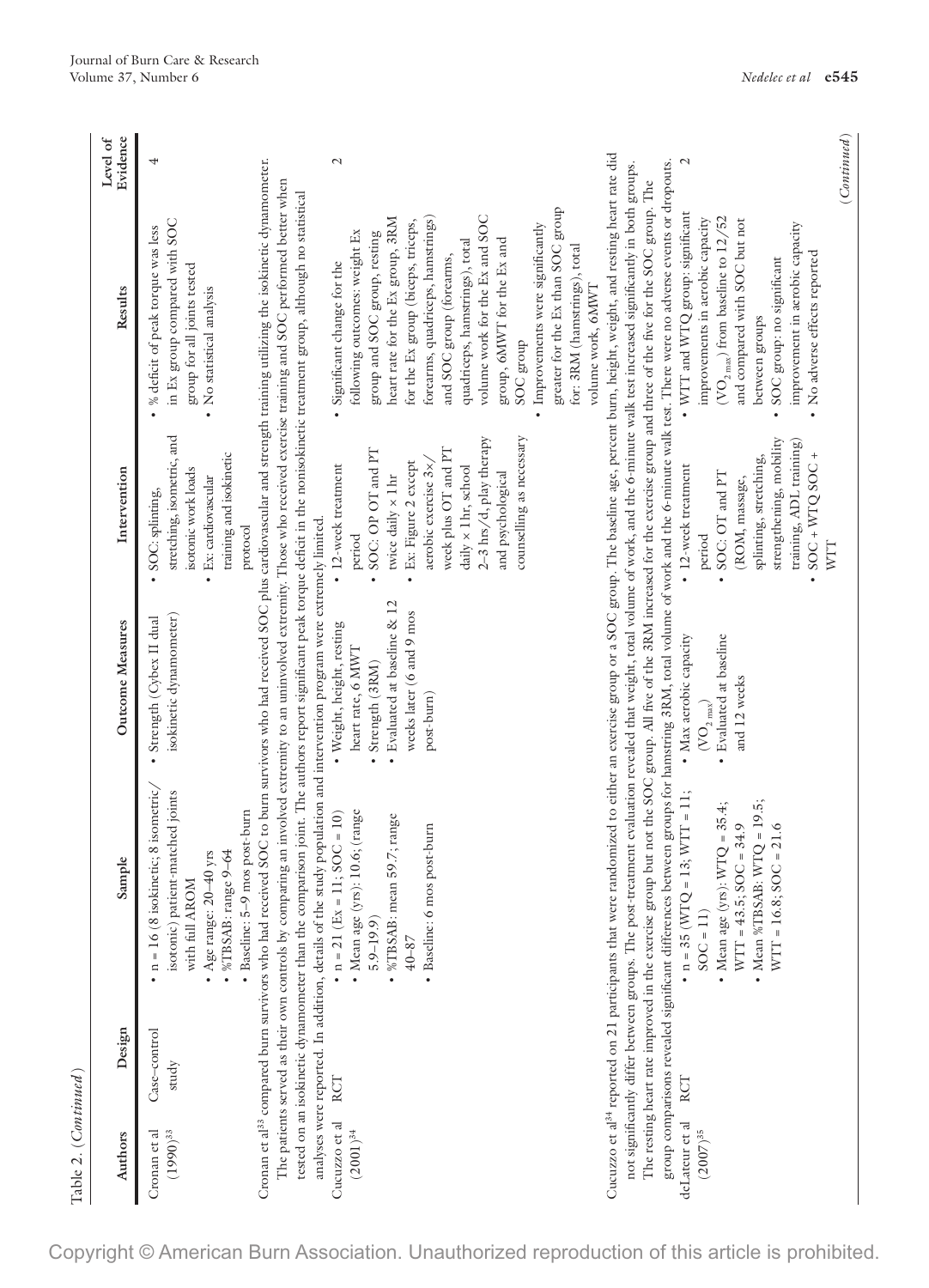Table 2. (*Continued*)

| Authors | Design | Sample | Outcome Measures | Intervention | Results | Level of Evidence |
|---|---|---|---|---|---|---|
| Cronan et al (1990)[33] | Case–control study | • n = 16 (8 isokinetic; 8 isometric/isotonic) patient-matched joints with full AROM<br>• Age range: 20–40 yrs<br>• %TBSAB: range 9–64<br>• Baseline: 5–9 mos post-burn | • Strength (Cybex II dual isokinetic dynamometer) | • SOC: splinting, stretching, isometric, and isotonic work loads<br>• Ex: cardiovascular training and isokinetic protocol | • % deficit of peak torque was less in Ex group compared with SOC group for all joints tested<br>• No statistical analysis | 4 |
| Cronan et al[33] compared burn survivors who had received SOC to burn survivors who had received SOC plus cardiovascular and strength training utilizing the isokinetic dynamometer. The patients served as their own controls by comparing an involved extremity to an uninvolved extremity. Those who received exercise training and SOC performed better when tested on an isokinetic dynamometer than the comparison joint. The authors report significant peak torque deficit in the nonisokinetic treatment group, although no statistical analyses were reported. In addition, details of the study population and intervention program were extremely limited. | | | | | | |
| Cucuzzo et al (2001)[34] | RCT | • n = 21 (Ex = 11; SOC = 10)<br>• Mean age (yrs): 10.6; (range 5.9–19.9)<br>• %TBSAB: mean 59.7; range 40–87<br>• Baseline: 6 mos post-burn | • Weight, height, resting heart rate, 6 MWT<br>• Strength (3RM)<br>• Evaluated at baseline & 12 weeks later (6 and 9 mos post-burn) | • 12-week treatment period<br>• SOC: OP OT and PT twice daily × 1hr<br>• Ex: Figure 2 except aerobic exercise 3×/week plus OT and PT daily × 1hr, school 2–3 hrs/d, play therapy and psychological counselling as necessary | • Significant change for the following outcomes: weight Ex group and SOC group, resting heart rate for the Ex group, 3RM for the Ex group (biceps, triceps, forearms, quadriceps, hamstrings) and SOC group (forearms, quadriceps, hamstrings), total volume work for the Ex and SOC group, 6MWT for the Ex and SOC group<br>• Improvements were significantly greater for the Ex than SOC group for: 3RM (hamstrings), total volume work, 6MWT | 2 |
| Cucuzzo et al[34] reported on 21 participants that were randomized to either an exercise group or a SOC group. The baseline age, percent burn, height, weight, and resting heart rate did not significantly differ between groups. The post-treatment evaluation revealed that weight, total volume of work, and the 6-minute walk test increased significantly in both groups. The resting heart rate improved in the exercise group but not the SOC group. All five of the 3RM increased for the exercise group and three of the five for the SOC group. The group comparisons revealed significant differences between groups for hamstring 3RM, total volume of work and the 6-minute walk test. There were no adverse events or dropouts. | | | | | | |
| deLateur et al (2007)[35] | RCT | • n = 35 (WTQ = 13; WTT = 11; SOC = 11)<br>• Mean age (yrs): WTQ = 35.4; WTT = 43.5; SOC = 34.9<br>• Mean %TBSAB: WTQ = 19.5; WTT = 16.8; SOC = 21.6 | • Max aerobic capacity ($VO_{2\,max}$)<br>• Evaluated at baseline and 12 weeks | • 12-week treatment period<br>• SOC: OT and PT (ROM, massage, splinting, stretching, strengthening, mobility training, ADL training)<br>• SOC + WTQ SOC + WTT | • WTT and WTQ group: significant improvements in aerobic capacity ($VO_{2\,max}$) from baseline to 12/52 and compared with SOC but not between groups<br>• SOC group: no significant improvement in aerobic capacity<br>• No adverse effects reported | 2 |

(*Continued*)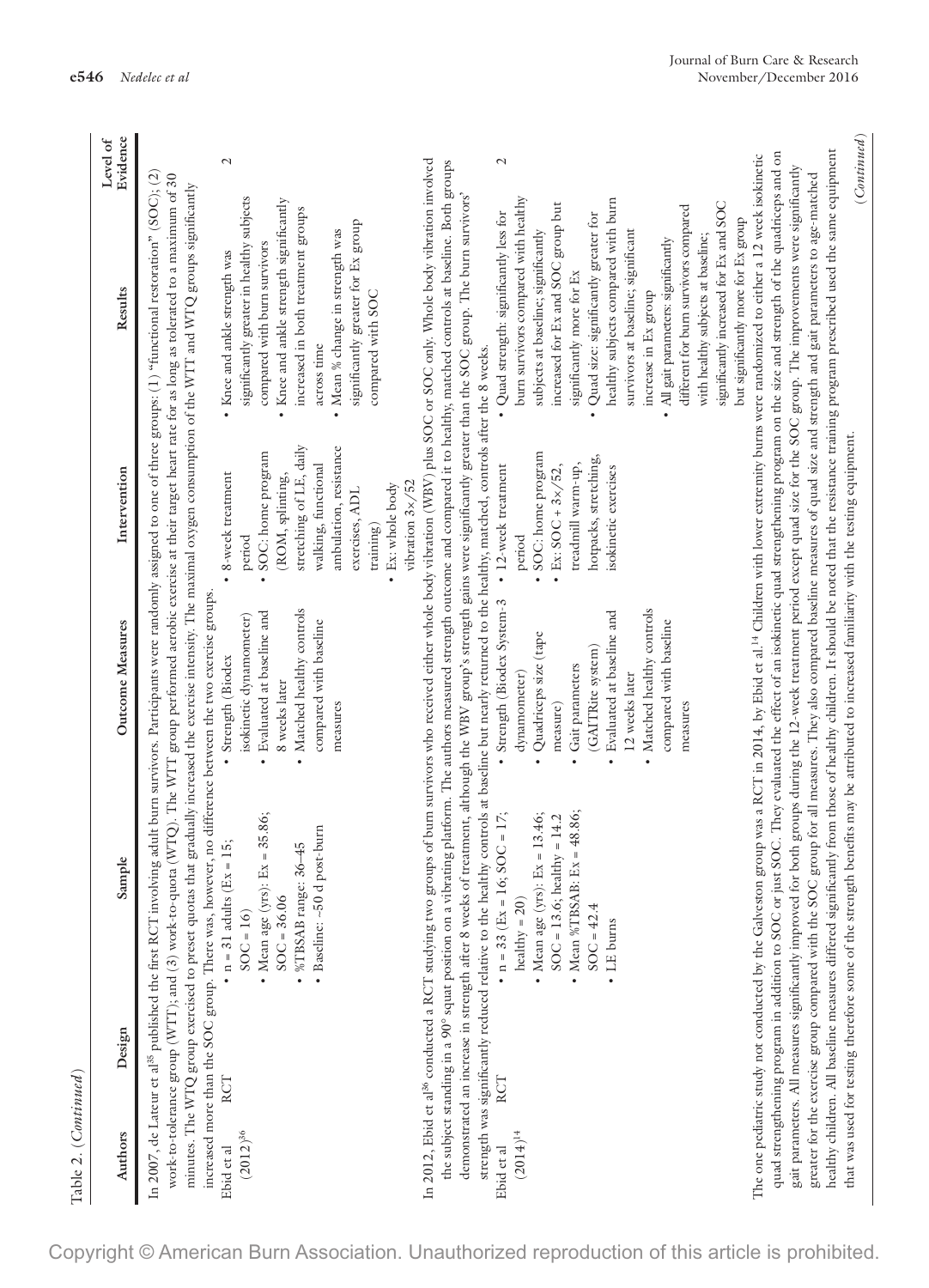Table 2. (*Continued*)

| Authors | Design | Sample | Outcome Measures | Intervention | Results | Level of Evidence |
|---|---|---|---|---|---|---|
| In 2007, de Lateur et al[35] published the first RCT involving adult burn survivors. Participants were randomly assigned to one of three groups: (1) "functional restoration" (SOC); (2) work-to-tolerance group (WTT); and (3) work-to-quota (WTQ). The WTT group performed aerobic exercise at their target heart rate for as long as tolerated to a maximum of 30 minutes. The WTQ group exercised to preset quotas that gradually increased the exercise intensity. The maximal oxygen consumption of the WTT and WTQ groups significantly increased more than the SOC group. There was, however, no difference between the two exercise groups. | | | | | | |
| Ebid et al (2012)[36] | RCT | • n = 31 adults (Ex = 15; SOC = 16)<br>• Mean age (yrs): Ex = 35.86; SOC = 36.06<br>• %TBSAB range: 36–45<br>• Baseline: ~50 d post-burn | • Strength (Biodex isokinetic dynamometer)<br>• Evaluated at baseline and 8 weeks later<br>• Matched healthy controls compared with baseline measures | • 8-week treatment period<br>• SOC: home program (ROM, splinting, stretching of LE, daily walking, functional ambulation, resistance exercises, ADL training)<br>• Ex: whole body vibration 3×/52 | • Knee and ankle strength was significantly greater in healthy subjects compared with burn survivors<br>• Knee and ankle strength significantly increased in both treatment groups across time<br>• Mean % change in strength was significantly greater for Ex group compared with SOC | 2 |
| In 2012, Ebid et al[36] conducted a RCT studying two groups of burn survivors who received either whole body vibration (WBV) plus SOC or SOC only. Whole body vibration involved the subject standing in a 90° squat position on a vibrating platform. The authors measured strength outcome and compared it to healthy, matched controls at baseline. Both groups demonstrated an increase in strength after 8 weeks of treatment, although the WBV group's strength gains were significantly greater than the SOC group. The burn survivors' strength was significantly reduced relative to the healthy controls at baseline but nearly returned to the healthy, matched, controls after the 8 weeks. | | | | | | |
| Ebid et al (2014)[14] | RCT | • n = 33 (Ex = 16; SOC = 17; healthy = 20)<br>• Mean age (yrs): Ex = 13.46; SOC = 13.6; healthy = 14.2<br>• Mean %TBSAB: Ex = 48.86; SOC = 42.4<br>• LE burns | • Strength (Biodex System-3 dynamometer)<br>• Quadriceps size (tape measure)<br>• Gait parameters (GAITRite system)<br>• Evaluated at baseline and 12 weeks later<br>• Matched healthy controls compared with baseline measures | • 12-week treatment period<br>• SOC: home program<br>• Ex: SOC + 3×/52, treadmill warm-up, hotpacks, stretching, isokinetic exercises | • Quad strength: significantly less for burn survivors compared with healthy subjects at baseline; significantly increased for Ex and SOC group but significantly more for Ex<br>• Quad size: significantly greater for healthy subjects compared with burn survivors at baseline; significant increase in Ex group<br>• All gait parameters: significantly different for burn survivors compared with healthy subjects at baseline; significantly increased for Ex and SOC but significantly more for Ex group | 2 |
| The one pediatric study not conducted by the Galveston group was a RCT in 2014, by Ebid et al.[14] Children with lower extremity burns were randomized to either a 12 week isokinetic quad strengthening program in addition to SOC or just SOC. They evaluated the effect of an isokinetic quad strengthening program on the size and strength of the quadriceps and on gait parameters. All measures significantly improved for both groups during the 12-week treatment period except quad size for the SOC group. The improvements were significantly greater for the exercise group compared with the SOC group for all measures. They also compared baseline measures of quad size and strength and gait parameters to age-matched healthy children. All baseline measures differed significantly from those of healthy children. It should be noted that the resistance training program prescribed used the same equipment that was used for testing therefore some of the strength benefits may be attributed to increased familiarity with the testing equipment. | | | | | | |

(*Continued*)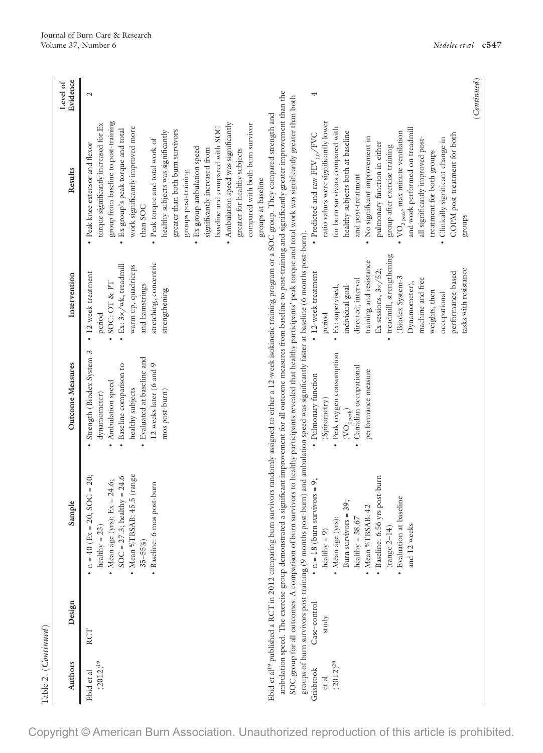Table 2. (*Continued*)

| Authors | Design | Sample | Outcome Measures | Intervention | Results | Level of Evidence |
|---|---|---|---|---|---|---|
| Ebid et al (2012)[19] | RCT | • n = 40 (Ex = 20; SOC = 20; healthy = 23)<br>• Mean age (yrs): Ex = 24.6; SOC = 27.3; healthy = 24.6<br>• Mean %TBSAB: 45.5 (range 35–55%)<br>• Baseline: 6 mos post-burn | • Strength (Biodex System-3 dynamometer)<br>• Ambulation speed<br>• Baseline comparison to healthy subjects<br>• Evaluated at baseline and 12 weeks later (6 and 9 mos post-burn) | • 12-week treatment period<br>• SOC: OT & PT<br>• Ex: 3×/wk, treadmill warm up, quadriceps and hamstrings stretching, concentric strengthening | • Peak knee extensor and flexor torque significantly increased for Ex group from baseline to post-training<br>• Ex group's peak torque and total work significantly improved more than SOC<br>• Peak torque and total work of healthy subjects was significantly greater than both burn survivors groups post-training<br>• Ex group ambulation speed significantly increased from baseline and compared with SOC<br>• Ambulation speed was significantly greater for healthy subjects compared with both burn survivor groups at baseline | 2 |
| Ebid et al[19] published a RCT in 2012 comparing burn survivors randomly assigned to either a 12-week isokinetic training program or a SOC group. They compared strength and ambulation speed. The exercise group demonstrated a significant improvement for all outcome measures from baseline to post-training and significantly greater improvement than the SOC group for all outcomes. A comparison of burn survivors to healthy participants revealed that healthy participants' peak torque and total work was significantly greater than both groups of burn survivors post-training (9 months post-burn) and ambulation speed was significantly faster at baseline (6 months post-burn). | | | | | | |
| Grisbrook et al (2012)[20] | Case–control study | • n = 18 (burn survivors = 9; healthy = 9)<br>• Mean age (yrs): Burn survivors = 39; healthy = 38.67<br>• Mean %TBSAB: 42<br>• Baseline: 6.56 yrs post-burn (range 2–14)<br>• Evaluation at baseline and 12 weeks | • Pulmonary function (Spirometry)<br>• Peak oxygen consumption ($VO_{2\,peak}$)<br>• Canadian occupational performance measure | • 12-week treatment period<br>• Ex: supervised, individual goal-directed, interval training and resistance Ex sessions, 3×/52;<br>• treadmill, strengthening (Biodex System-3 Dynamometer), machine and free weights, then occupational performance-based tasks with resistance | • Predicted and raw $FEV_{1.0}$/FVC ratio values were significantly lower for burn survivors compared with healthy subjects both at baseline and post-treatment<br>• No significant improvement in pulmonary function in either group after exercise training<br>• $VO_{2\,peak}$, max minute ventilation and work performed on treadmill all significantly improved post-treatment for both groups<br>• Clinically significant change in COPM post-treatment for both groups | 4 |

(*Continued*)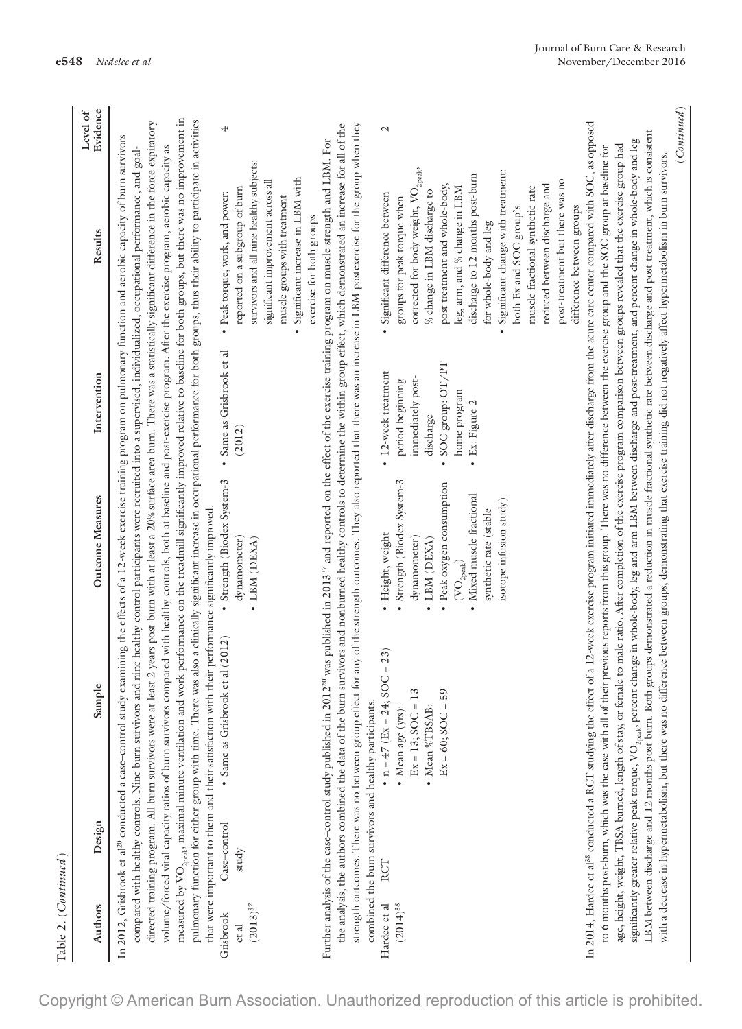Table 2. (*Continued*)

| Authors | Design | Sample | Outcome Measures | Intervention | Results | Level of Evidence |
|---|---|---|---|---|---|---|
| In 2012, Grisbrook et al[20] conducted a case–control study examining the effects of a 12-week exercise training program on pulmonary function and aerobic capacity of burn survivors compared with healthy controls. Nine burn survivors and nine healthy control participants were recruited into a supervised, individualized, occupational performance, and goal-directed training program. All burn survivors were at least 2 years post-burn with at least a 20% surface area burn. There was a statistically significant difference in the force expiratory volume/forced vital capacity ratios of burn survivors compared with healthy controls, both at baseline and post-exercise program. After the exercise program, aerobic capacity as measured by $VO_{2peak}$, maximal minute ventilation and work performance on the treadmill significantly improved relative to baseline for both groups, but there was no improvement in pulmonary function for either group with time. There was also a clinically significant increase in occupational performance for both groups, thus their ability to participate in activities that were important to them and their satisfaction with their performance significantly improved. | | | | | | |
| Grisbrook et al (2013)[37] | Case–control study | • Same as Grisbrook et al (2012) | • Strength (Biodex System-3 dynamometer)<br>• LBM (DEXA) | • Same as Grisbrook et al (2012) | • Peak torque, work, and power: reported on a subgroup of burn survivors and all nine healthy subjects: significant improvement across all muscle groups with treatment<br>• Significant increase in LBM with exercise for both groups | 4 |
| Further analysis of the case–control study published in 2012[20] was published in 2013[37] and reported on the effect of the exercise training program on muscle strength and LBM. For the analysis, the authors combined the data of the burn survivors and nonburned healthy controls to determine the within group effect, which demonstrated an increase for all of the strength outcomes. There was no between group effect for any of the strength outcomes. They also reported that there was an increase in LBM postexercise for the group when they combined the burn survivors and healthy participants. | | | | | | |
| Hardee et al (2014)[38] | RCT | • n = 47 (Ex = 24; SOC = 23)<br>• Mean age (yrs): Ex = 13; SOC = 13<br>• Mean %TBSAB: Ex = 60; SOC = 59 | • Height, weight<br>• Strength (Biodex System-3 dynamometer)<br>• LBM (DEXA)<br>• Peak oxygen consumption ($VO_{2peak}$)<br>• Mixed muscle fractional synthetic rate (stable isotope infusion study) | • 12-week treatment period beginning immediately post-discharge<br>• SOC group: OT/PT home program<br>• Ex: Figure 2 | • Significant difference between groups for peak torque when corrected for body weight, $VO_{2peak}$, % change in LBM discharge to post treatment and whole-body, leg, arm, and % change in LBM discharge to 12 months post-burn for whole-body and leg<br>• Significant change with treatment: both Ex and SOC group's muscle fractional synthetic rate reduced between discharge and post-treatment but there was no difference between groups | 2 |
| In 2014, Hardee et al[38] conducted a RCT studying the effect of a 12-week exercise program initiated immediately after discharge from the acute care center compared with SOC, as opposed to 6 months post-burn, which was the case with all of their previous reports from this group. There was no difference between the exercise group and the SOC group at baseline for age, height, weight, TBSA burned, length of stay, or female to male ratio. After completion of the exercise program comparison between groups revealed that the exercise group had significantly greater relative peak torque, $VO_{2peak}$, percent change in whole-body, leg and arm LBM between discharge and post-treatment, and percent change in whole-body and leg LBM between discharge and 12 months post-burn. Both groups demonstrated a reduction in muscle fractional synthetic rate between discharge and post-treatment, which is consistent with a decrease in hypermetabolism, but there was no difference between groups, demonstrating that exercise training did not negatively affect hypermetabolism in burn survivors. | | | | | | |

(*Continued*)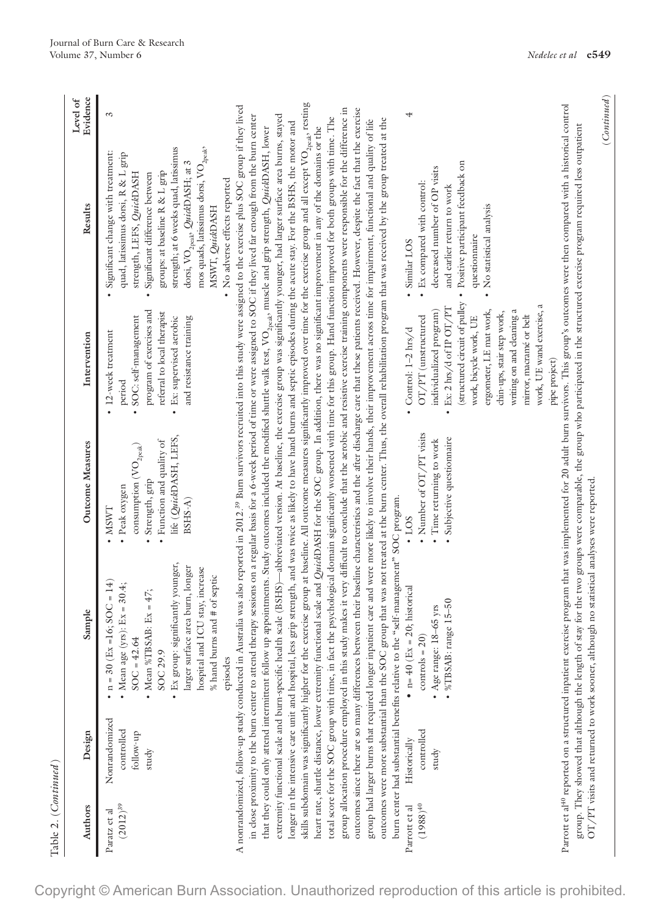Table 2. (*Continued*)

| Authors | Design | Sample | Outcome Measures | Intervention | Results | Level of Evidence |
|---|---|---|---|---|---|---|
| Paratz et al (2012)[39] | Nonrandomized controlled follow-up study | • n = 30 (Ex =16; SOC = 14)<br>• Mean age (yrs): Ex = 30.4; SOC = 42.64<br>• Mean %TBSAB: Ex = 47; SOC 29.9<br>• Ex group: significantly younger, larger surface area burn, longer hospital and ICU stay, increase % hand burns and # of septic episodes | • MSWT<br>• Peak oxygen consumption ($VO_{2peak}$)<br>• Strength, grip<br>• Function and quality of life (*Quick*DASH, LEFS, BSHS-A) | • 12-week treatment period<br>• SOC: self-management program of exercises and referral to local therapist<br>• Ex: supervised aerobic and resistance training | • Significant change with treatment: quad, latissimus dorsi, R & L grip strength, LEFS, *Quick*DASH<br>• Significant difference between groups: at baseline R & L grip strength; at 6 weeks quad, latissimus dorsi, $VO_{2peak}$, *Quick*DASH; at 3 mos quads, latissimus dorsi, $VO_{2peak}$, MSWT, *Quick*DASH<br>• No adverse effects reported | 3 |

A nonrandomized, follow-up study conducted in Australia was also reported in 2012.[39] Burn survivors recruited into this study were assigned to the exercise plus SOC group if they lived in close proximity to the burn center to attend therapy sessions on a regular basis for a 6-week period of time or were assigned to SOC if they lived far enough from the burn center that they could only attend intermittent follow up appointments. Study outcomes included the modified shuttle walk test, $VO_{2peak}$, muscle and grip strength, *Quick*DASH, lower extremity functional scale and burn-specific health scale (BSHS)—abbreviated version. At baseline, the exercise group was significantly younger, had larger surface area burns, stayed longer in the intensive care unit and hospital, less grip strength, and was twice as likely to have hand burns and septic episodes during the acute stay. For the BSHS, the motor and skills subdomain was significantly higher for the exercise group at baseline. All outcome measures significantly improved over time for the exercise group and all except $VO_{2peak}$, resting heart rate, shuttle distance, lower extremity functional scale and *Quick*DASH for the SOC group. In addition, there was no significant improvement in any of the domains or the total score for the SOC group with time, in fact the psychological domain significantly worsened with time for this group. Hand function improved for both groups with time. The group allocation procedure employed in this study makes it very difficult to conclude that the aerobic and resistive exercise training components were responsible for the difference in outcomes since there are so many differences between their baseline characteristics and the after discharge care that these patients received. However, despite the fact that the exercise group had larger burns that required longer inpatient care and were more likely to involve their hands, their improvement across time for impairment, functional and quality of life outcomes were more substantial than the SOC group that was not treated at the burn center. Thus, the overall rehabilitation program that was received by the group treated at the burn center had substantial benefits relative to the "self-management" SOC program.

| Authors | Design | Sample | Outcome Measures | Intervention | Results | Level of Evidence |
|---|---|---|---|---|---|---|
| Parrott et al (1988)[40] | Historically controlled study | • n= 40 (Ex = 20; historical controls = 20)<br>• Age range: 18–65 yrs<br>• %TBSAB: range 15–50 | • LOS<br>• Number of OT/PT visits<br>• Time returning to work<br>• Subjective questionnaire | • Control: 1–2 hrs/d OT/PT (unstructured individualized program)<br>• Ex: 2 hrs/d of IP OT/PT (structured circuit of pulley work, bicycle work, UE ergometer, LE mat work, chin-ups, stair step work, writing on and cleaning a mirror, macramé or belt work, UE wand exercise, a pipe project) | • Similar LOS<br>• Ex compared with control: decreased number of OP visits and earlier return to work<br>• Positive participant feedback on questionnaire<br>• No statistical analysis | 4 |

Parrott et al[40] reported on a structured inpatient exercise program that was implemented for 20 adult burn survivors. This group's outcomes were then compared with a historical control group. They showed that although the length of stay for the two groups were comparable, the group who participated in the structured exercise program required less outpatient OT/PT visits and returned to work sooner, although no statistical analyses were reported.

(*Continued*)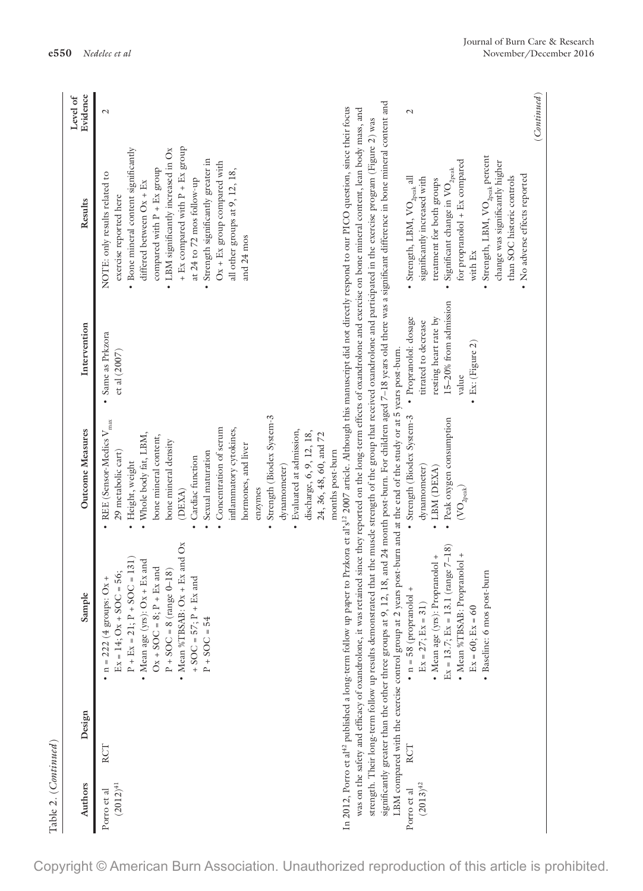Table 2. (*Continued*)

| Authors | Design | Sample | Outcome Measures | Intervention | Results | Level of Evidence |
|---|---|---|---|---|---|---|
| Porro et al (2012)[41] | RCT | • n = 222 (4 groups: Ox + Ex = 14; Ox + SOC = 56; P + Ex = 21; P + SOC = 131)<br>• Mean age (yrs): Ox + Ex and Ox + SOC = 8; P + Ex and P + SOC = 8 (range 0–18)<br>• Mean %TBSAB: Ox + Ex and Ox + SOC = 57; P + Ex and P + SOC = 54 | • REE (Sensor-Medics $V_{max}$ 29 metabolic cart)<br>• Height, weight<br>• Whole body fat, LBM, bone mineral content, bone mineral density (DEXA)<br>• Cardiac function<br>• Sexual maturation<br>• Concentration of serum inflammatory cytokines, hormones, and liver enzymes<br>• Strength (Biodex System-3 dynamometer)<br>• Evaluated at admission, discharge, 6, 9, 12, 18, 24, 36, 48, 60, and 72 months post-burn | • Same as Przkora et al (2007) | NOTE: only results related to exercise reported here<br>• Bone mineral content significantly differed between Ox + Ex compared with P + Ex group<br>• LBM significantly increased in Ox + Ex compared with P + Ex group at 24 to 72 mos follow-up<br>• Strength significantly greater in Ox + Ex group compared with all other groups at 9, 12, 18, and 24 mos | 2 |
| In 2012, Porro et al[41] published a long-term follow up paper to Przkora et al's[12] 2007 article. Although this manuscript did not directly respond to our PICO question, since their focus was on the safety and efficacy of oxandrolone, it was retained since they reported on the long-term effects of oxandrolone and exercise on bone mineral content, lean body mass, and strength. Their long-term follow up results demonstrated that the muscle strength of the group that received oxandrolone and participated in the exercise program (Figure 2) was significantly greater than the other three groups at 9, 12, 18, and 24 month post-burn. For children aged 7–18 years old there was a significant difference in bone mineral content and LBM compared with the exercise control group at 2 years post-burn and at the end of the study or at 5 years post-burn. | | | | | | |
| Porro et al (2013)[42] | RCT | • n = 58 (propranolol + Ex = 27; Ex = 31)<br>• Mean age (yrs): Propranolol + Ex = 13.7; Ex = 13.1 (range 7–18)<br>• Mean %TBSAB: Propranolol + Ex = 60; Ex = 60<br>• Baseline: 6 mos post-burn | • Strength (Biodex System-3 dynamometer)<br>• LBM (DEXA)<br>• Peak oxygen consumption ($VO_{2peak}$) | • Propranolol: dosage titrated to decrease resting heart rate by 15–20% from admission value<br>• Ex: (Figure 2) | • Strength, LBM, $VO_{2peak}$ all significantly increased with treatment for both groups<br>• Significant change in $VO_{2peak}$ for propranolol + Ex compared with Ex<br>• Strength, LBM, $VO_{2peak}$ percent change was significantly higher than SOC historic controls<br>• No adverse effects reported | 2 |

(*Continued*)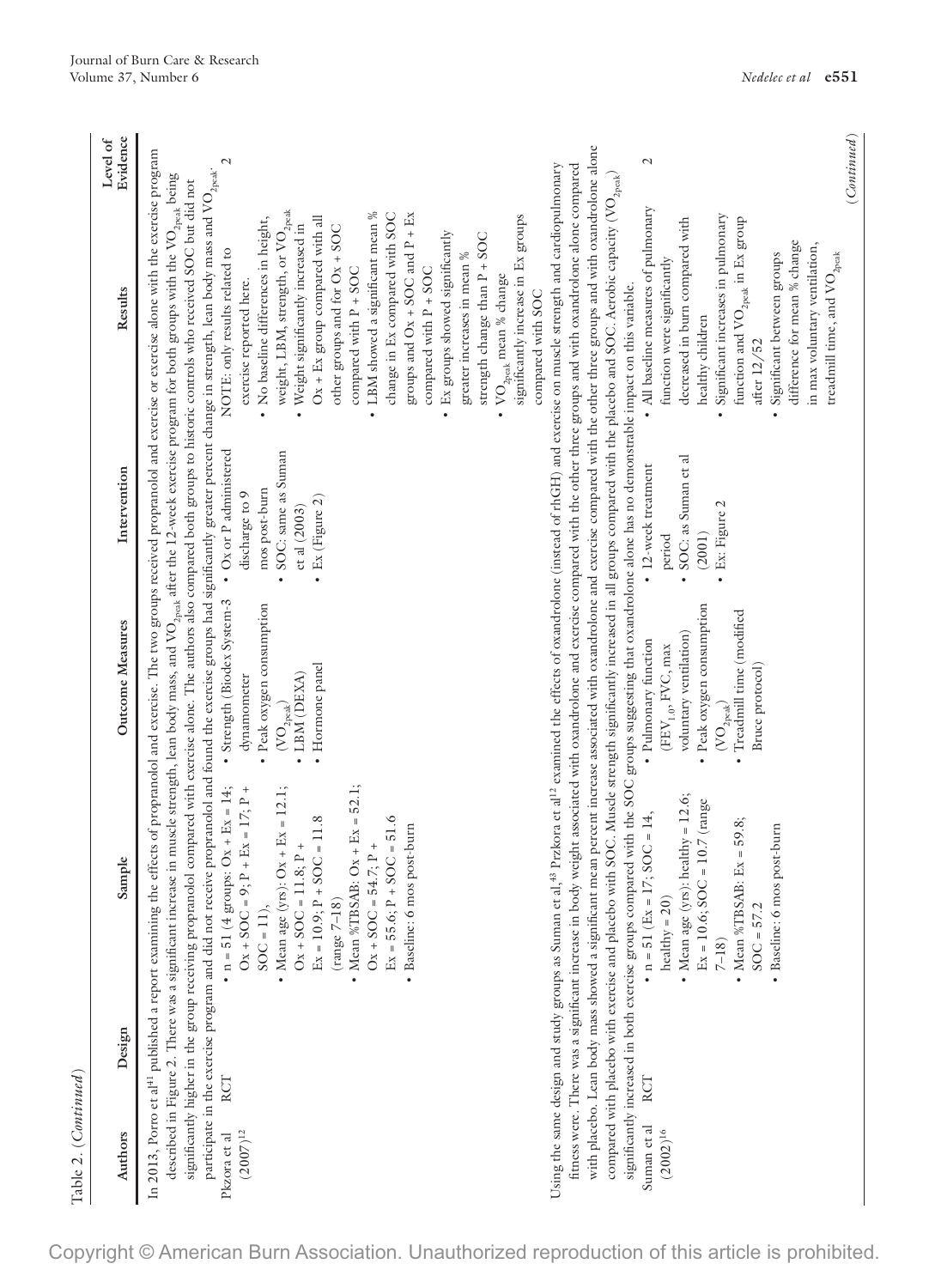Table 2. (*Continued*)

| Authors | Design | Sample | Outcome Measures | Intervention | Results | Level of Evidence |
|---|---|---|---|---|---|---|
| In 2013, Porro et al[41] published a report examining the effects of propranolol and exercise. The two groups received propranolol and exercise or exercise alone with the exercise program described in Figure 2. There was a significant increase in muscle strength, lean body mass, and $VO_{2peak}$ after the 12-week exercise program for both groups with the $VO_{2peak}$ being significantly higher in the group receiving propranolol compared with exercise alone. The authors also compared both groups to historic controls who received SOC but did not participate in the exercise program and did not receive propranolol and found the exercise groups had significantly greater percent change in strength, lean body mass and $VO_{2peak}$. | | | | | | |
| Pkzora et al (2007)[12] | RCT | • n = 51 (4 groups: Ox + Ex = 14; Ox + SOC = 9; P + Ex = 17; P + SOC = 11),<br>• Mean age (yrs): Ox + Ex = 12.1; Ox + SOC = 11.8; P + Ex = 10.9; P + SOC = 11.8 (range 7–18)<br>• Mean %TBSAB: Ox + Ex = 52.1; Ox + SOC = 54.7; P + Ex = 55.6; P + SOC = 51.6<br>• Baseline: 6 mos post-burn | • Strength (Biodex System-3 dynamometer<br>• Peak oxygen consumption ($VO_{2peak}$)<br>• LBM (DEXA)<br>• Hormone panel | • Ox or P administered discharge to 9 mos post-burn<br>• SOC: same as Suman et al (2003)<br>• Ex (Figure 2) | NOTE: only results related to exercise reported here.<br>• No baseline differences in height, weight, LBM, strength, or $VO_{2peak}$<br>• Weight significantly increased in Ox + Ex group compared with all other groups and for Ox + SOC compared with P + SOC<br>• LBM showed a significant mean % change in Ex compared with SOC groups and Ox + SOC and P + Ex compared with P + SOC<br>• Ex groups showed significantly greater increases in mean % strength change than P + SOC<br>• $VO_{2peak}$ mean % change significantly increase in Ex groups compared with SOC | 2 |
| Using the same design and study groups as Suman et al,[43] Przkora et al[12] examined the effects of oxandrolone (instead of rhGH) and exercise on muscle strength and cardiopulmonary fitness were. There was a significant increase in body weight associated with oxandrolone and exercise compared with the other three groups and with oxandrolone alone compared with placebo. Lean body mass showed a significant mean percent increase associated with oxandrolone and exercise compared with the other three groups and with oxandrolone alone compared with placebo with exercise and placebo with SOC. Muscle strength significantly increased in all groups compared with the placebo and SOC. Aerobic capacity ($VO_{2peak}$) significantly increased in both exercise groups compared with the SOC groups suggesting that oxandrolone alone has no demonstrable impact on this variable. | | | | | | |
| Suman et al (2002)[16] | RCT | • n = 51 (Ex = 17, SOC = 14, healthy = 20)<br>• Mean age (yrs): healthy = 12.6; Ex = 10.6; SOC = 10.7 (range 7–18)<br>• Mean %TBSAB: Ex = 59.8; SOC = 57.2<br>• Baseline: 6 mos post-burn | • Pulmonary function ($FEV_{1.0}$, FVC, max voluntary ventilation)<br>• Peak oxygen consumption ($VO_{2peak}$)<br>• Treadmill time (modified Bruce protocol) | • 12-week treatment period<br>• SOC: as Suman et al (2001)<br>• Ex: Figure 2 | • All baseline measures of pulmonary function were significantly decreased in burn compared with healthy children<br>• Significant increases in pulmonary function and $VO_{2peak}$ in Ex group after 12/52<br>• Significant between groups difference for mean % change in max voluntary ventilation, treadmill time, and $VO_{2peak}$ | 2 |

(*Continued*)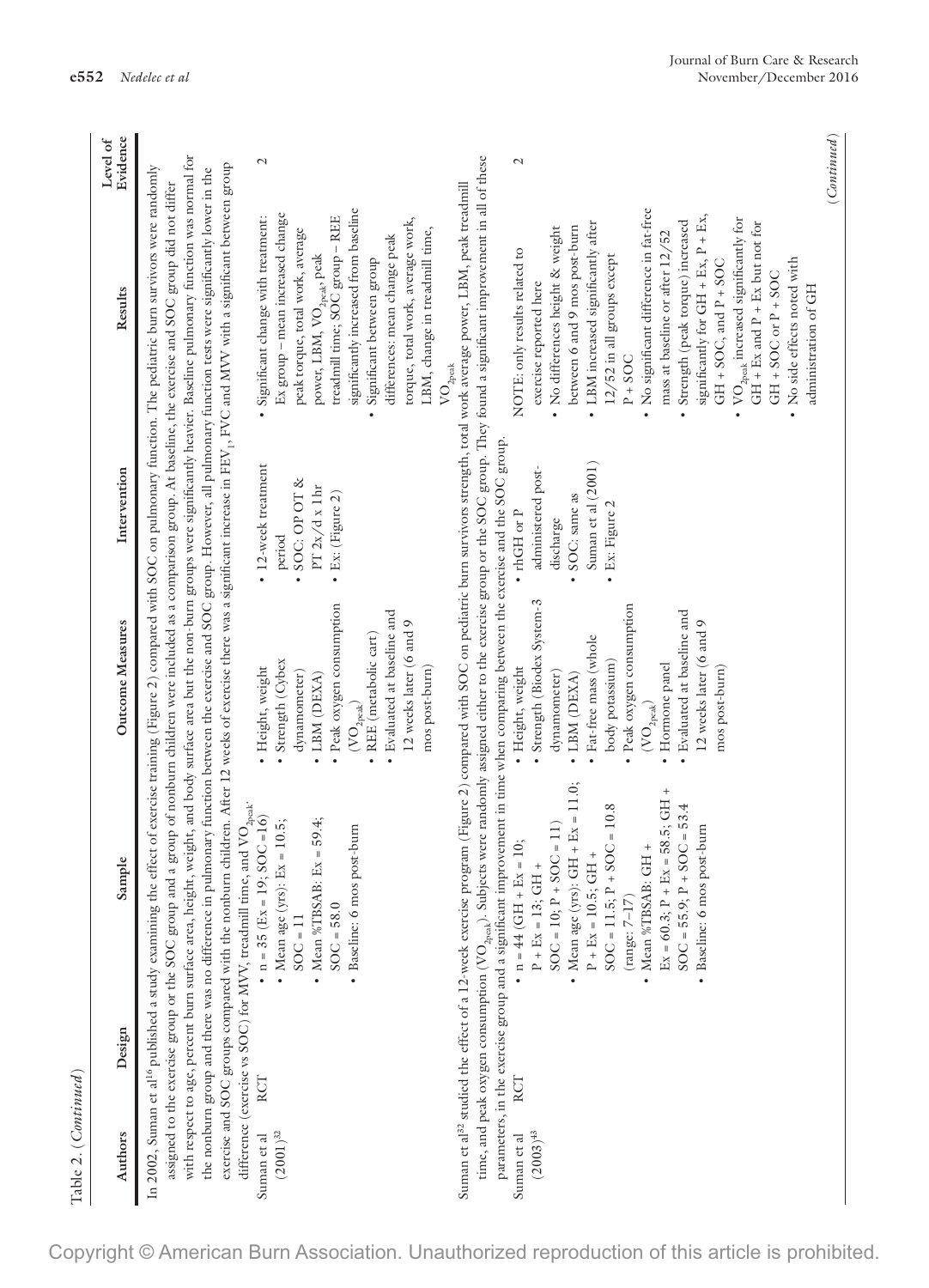Table 2. (*Continued*)

| Authors | Design | Sample | Outcome Measures | Intervention | Results | Level of Evidence |
|---|---|---|---|---|---|---|
| In 2002, Suman et al[16] published a study examining the effect of exercise training (Figure 2) compared with SOC on pulmonary function. The pediatric burn survivors were randomly assigned to the exercise group or the SOC group and a group of nonburn children were included as a comparison group. At baseline, the exercise and SOC group did not differ with respect to age, percent burn surface area, height, weight, and body surface area but the non-burn groups were significantly heavier. Baseline pulmonary function was normal for the nonburn group and there was no difference in pulmonary function between the exercise and SOC group. However, all pulmonary function tests were significantly lower in the exercise and SOC groups compared with the nonburn children. After 12 weeks of exercise there was a significant increase in $FEV_1$, FVC and MVV with a significant between group difference (exercise vs SOC) for MVV, treadmill time, and $VO_{2peak}$. | | | | | | |
| Suman et al (2001)[32] | RCT | • n = 35 (Ex = 19; SOC = 16)<br>• Mean age (yrs): Ex = 10.5; SOC = 11<br>• Mean %TBSAB: Ex = 59.4; SOC = 58.0<br>• Baseline: 6 mos post-burn | • Height, weight<br>• Strength (Cybex dynamometer)<br>• LBM (DEXA)<br>• Peak oxygen consumption ($VO_{2peak}$)<br>• REE (metabolic cart)<br>• Evaluated at baseline and 12 weeks later (6 and 9 mos post-burn) | • 12-week treatment period<br>• SOC: OP OT & PT 2x/d x 1hr<br>• Ex: (Figure 2) | • Significant change with treatment: Ex group – mean increased change peak torque, total work, average power, LBM, $VO_{2peak}$, peak treadmill time; SOC group – REE significantly increased from baseline<br>• Significant between group differences: mean change peak torque, total work, average work, LBM, change in treadmill time, $VO_{2peak}$ | 2 |
| Suman et al[32] studied the effect of a 12-week exercise program (Figure 2) compared with SOC on pediatric burn survivors strength, total work average power, LBM, peak treadmill time, and peak oxygen consumption ($VO_{2peak}$). Subjects were randomly assigned either to the exercise group or the SOC group. They found a significant improvement in all of these parameters, in the exercise group and a significant improvement in time when comparing between the exercise and the SOC group. | | | | | | |
| Suman et al (2003)[43] | RCT | • n = 44 (GH + Ex = 10; P + Ex = 13; GH + SOC = 10; P + SOC = 11)<br>• Mean age (yrs): GH + Ex = 11.0; P + Ex = 10.5; GH + SOC = 11.5; P + SOC = 10.8 (range: 7–17)<br>• Mean %TBSAB: GH + Ex = 60.3; P + Ex = 58.5; GH + SOC = 55.9; P + SOC = 53.4<br>• Baseline: 6 mos post-burn | • Height, weight<br>• Strength (Biodex System-3 dynamometer)<br>• LBM (DEXA)<br>• Fat-free mass (whole body potassium)<br>• Peak oxygen consumption ($VO_{2peak}$)<br>• Hormone panel<br>• Evaluated at baseline and 12 weeks later (6 and 9 mos post-burn) | • rhGH or P administered post-discharge<br>• SOC: same as Suman et al (2001)<br>• Ex: Figure 2 | NOTE: only results related to exercise reported here<br>• No differences height & weight between 6 and 9 mos post-burn<br>• LBM increased significantly after 12/52 in all groups except P + SOC<br>• No significant difference in fat-free mass at baseline or after 12/52<br>• Strength (peak torque) increased significantly for GH + Ex, P + Ex, GH + SOC, and P + SOC<br>• $VO_{2peak}$ increased significantly for GH + Ex and P + Ex but not for GH + SOC or P + SOC<br>• No side effects noted with administration of GH | 2 |

(*Continued*)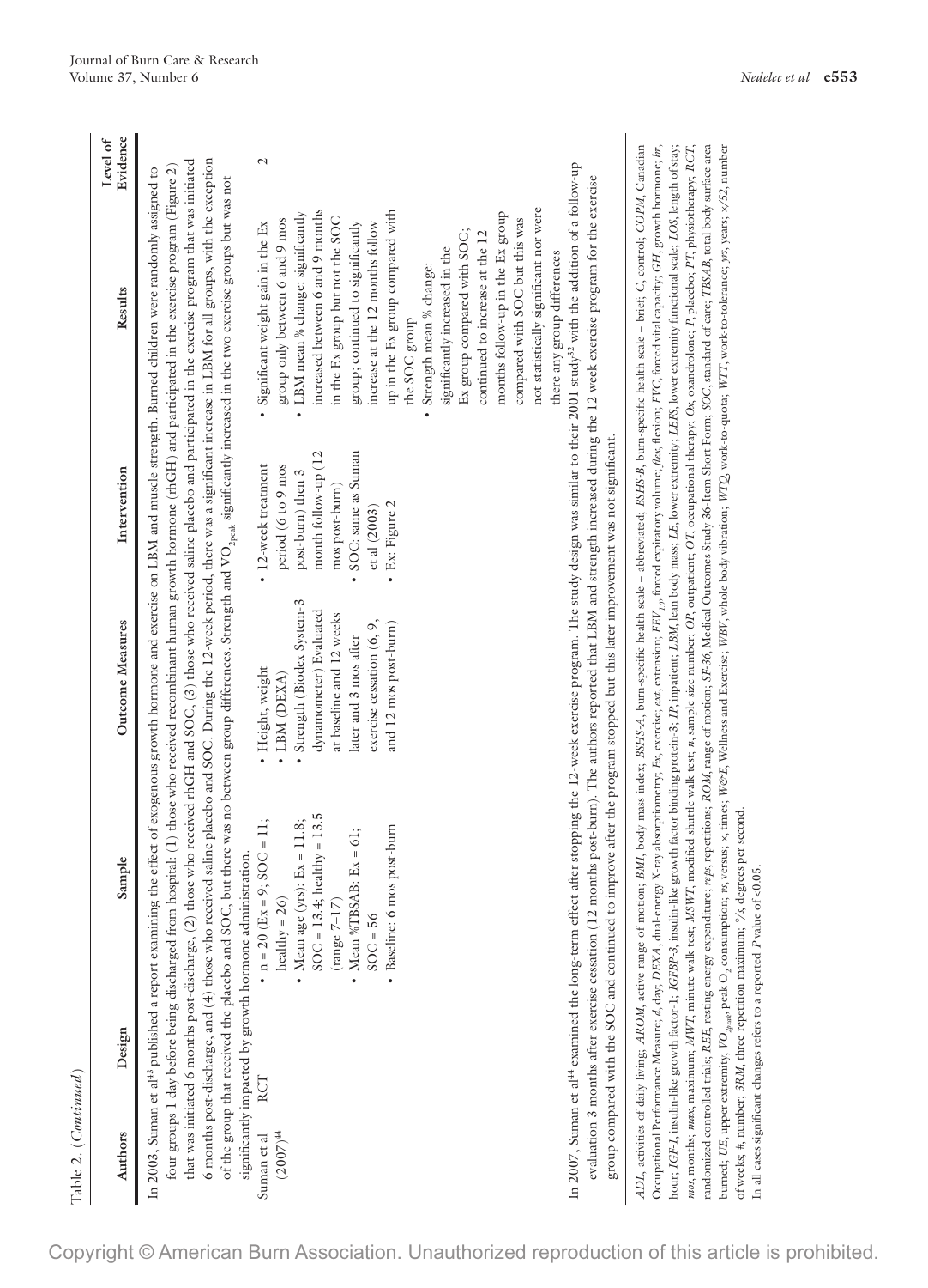Table 2. (*Continued*)

| Authors | Design | Sample | Outcome Measures | Intervention | Results | Level of Evidence |
|---|---|---|---|---|---|---|
| In 2003, Suman et al[43] published a report examining the effect of exogenous growth hormone and exercise on LBM and muscle strength. Burned children were randomly assigned to four groups 1 day before being discharged from hospital: (1) those who received recombinant human growth hormone (rhGH) and participated in the exercise program (Figure 2) that was initiated 6 months post-discharge, (2) those who received rhGH and SOC, (3) those who received saline placebo and participated in the exercise program that was initiated 6 months post-discharge, and (4) those who received saline placebo and SOC. During the 12-week period, there was a significant increase in LBM for all groups, with the exception of the group that received the placebo and SOC, but there was no between group differences. Strength and $VO_{2peak}$ significantly increased in the two exercise groups but was not significantly impacted by growth hormone administration. | | | | | | |
| Suman et al (2007)[44] | RCT | • n = 20 (Ex = 9; SOC = 11; healthy = 26)<br>• Mean age (yrs): Ex = 11.8; SOC = 13.4; healthy = 13.5 (range 7–17)<br>• Mean %TBSAB: Ex = 61; SOC = 56<br>• Baseline: 6 mos post-burn | • Height, weight<br>• LBM (DEXA)<br>• Strength (Biodex System-3 dynamometer) Evaluated at baseline and 12 weeks later and 3 mos after exercise cessation (6, 9, and 12 mos post-burn) | • 12-week treatment period (6 to 9 mos post-burn) then 3 month follow-up (12 mos post-burn)<br>• SOC: same as Suman et al (2003)<br>• Ex: Figure 2 | • Significant weight gain in the Ex group only between 6 and 9 mos<br>• LBM mean % change: significantly increased between 6 and 9 months in the Ex group but not the SOC group; continued to significantly increase at the 12 months follow up in the Ex group compared with the SOC group<br>• Strength mean % change: significantly increased in the Ex group compared with SOC; continued to increase at the 12 months follow-up in the Ex group compared with SOC but this was not statistically significant nor were there any group differences | 2 |
| In 2007, Suman et al[44] examined the long-term effect after stopping the 12-week exercise program. The study design was similar to their 2001 study[32] with the addition of a follow-up evaluation 3 months after exercise cessation (12 months post-burn). The authors reported that LBM and strength increased during the 12 week exercise program for the exercise group compared with the SOC and continued to improve after the program stopped but this later improvement was not significant. | | | | | | |

*ADL*, activities of daily living; *AROM*, active range of motion; *BMI*, body mass index; *BSHS-A*, burn-specific health scale – abbreviated; *BSHS-B*, burn-specific health scale – brief; *C*, control; *COPM*, Canadian Occupational Performance Measure; *d*, day; *DEXA*, dual-energy X-ray absorptiometry; *Ex*, exercise; *ext*, extension; $FEV_{1.0}$, forced expiratory volume; *flex*, flexion; *FVC*, forced vital capacity; *GH*, growth hormone; *hr*, hour; *IGF-1*, insulin-like growth factor-1; *IGFBP-3*, insulin-like growth factor binding protein-3; *IP*, inpatient; *LBM*, lean body mass; *LE*, lower extremity; *LEFS*, lower extremity functional scale; *LOS*, length of stay; *mos*, months; *max*, maximum; *MWT*, minute walk test; *MSWT*, modified shuttle walk test; *n*, sample size number; *OP*, outpatient; *OT*, occupational therapy; *Ox*, oxandrolone; *P*, placebo; *PT*, physiotherapy; *RCT*, randomized controlled trials; *REE*, resting energy expenditure; *reps*, repetitions; *ROM*, range of motion; *SF-36*, Medical Outcomes Study 36-Item Short Form; *SOC*, standard of care; *TBSAB*, total body surface area burned; *UE*, upper extremity; $VO_{2peak}$, peak $O_2$ consumption; *vs*, versus; ×, times; *W&E*, Wellness and Exercise; *WBV*, whole body vibration; *WTQ*, work-to-quota; *WTT*, work-to-tolerance; *yrs*, years; ×/52, number of weeks; #, number; *3RM*, three repetition maximum; °/s, degrees per second.

In all cases significant changes refers to a reported *P* value of <0.05.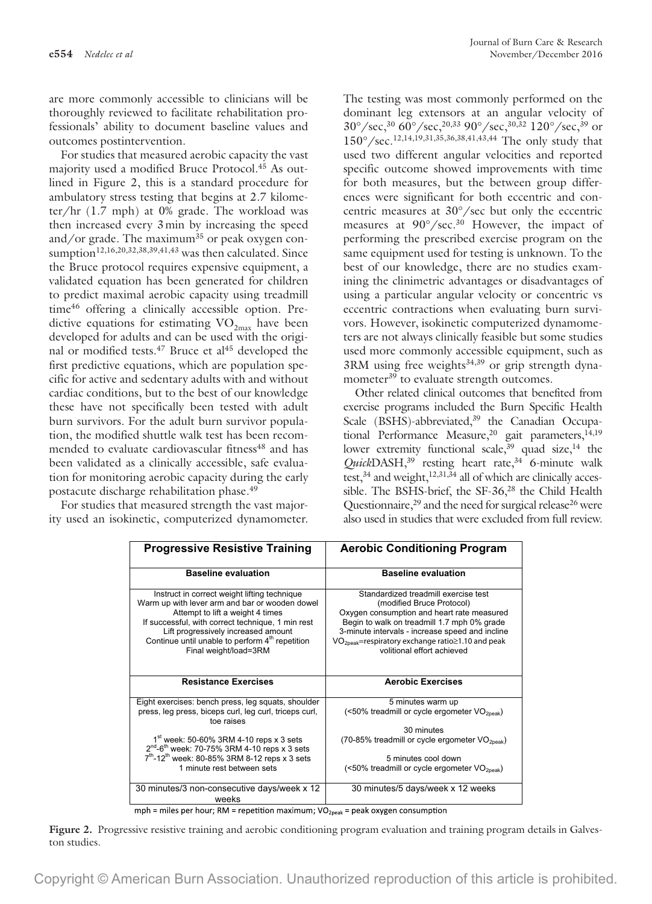are more commonly accessible to clinicians will be thoroughly reviewed to facilitate rehabilitation professionals' ability to document baseline values and outcomes postintervention.

For studies that measured aerobic capacity the vast majority used a modified Bruce Protocol.[45] As outlined in Figure 2, this is a standard procedure for ambulatory stress testing that begins at 2.7 kilometer/hr (1.7 mph) at 0% grade. The workload was then increased every 3 min by increasing the speed and/or grade. The maximum[35] or peak oxygen consumption[12,16,20,32,38,39,41,43] was then calculated. Since the Bruce protocol requires expensive equipment, a validated equation has been generated for children to predict maximal aerobic capacity using treadmill time[46] offering a clinically accessible option. Predictive equations for estimating $VO_{2max}$ have been developed for adults and can be used with the original or modified tests.[47] Bruce et al[45] developed the first predictive equations, which are population specific for active and sedentary adults with and without cardiac conditions, but to the best of our knowledge these have not specifically been tested with adult burn survivors. For the adult burn survivor population, the modified shuttle walk test has been recommended to evaluate cardiovascular fitness[48] and has been validated as a clinically accessible, safe evaluation for monitoring aerobic capacity during the early postacute discharge rehabilitation phase.[49]

For studies that measured strength the vast majority used an isokinetic, computerized dynamometer. The testing was most commonly performed on the dominant leg extensors at an angular velocity of 30°/sec,[30] 60°/sec,[20,33] 90°/sec,[30,32] 120°/sec,[39] or 150°/sec.[12,14,19,31,35,36,38,41,43,44] The only study that used two different angular velocities and reported specific outcome showed improvements with time for both measures, but the between group differences were significant for both eccentric and concentric measures at 30°/sec but only the eccentric measures at 90°/sec.[30] However, the impact of performing the prescribed exercise program on the same equipment used for testing is unknown. To the best of our knowledge, there are no studies examining the clinimetric advantages or disadvantages of using a particular angular velocity or concentric vs eccentric contractions when evaluating burn survivors. However, isokinetic computerized dynamometers are not always clinically feasible but some studies used more commonly accessible equipment, such as 3RM using free weights[34,39] or grip strength dynamometer[39] to evaluate strength outcomes.

Other related clinical outcomes that benefited from exercise programs included the Burn Specific Health Scale (BSHS)-abbreviated,[39] the Canadian Occupational Performance Measure,[20] gait parameters,[14,19] lower extremity functional scale,[39] quad size,[14] the *Quick*DASH,[39] resting heart rate,[34] 6-minute walk test,[34] and weight,[12,31,34] all of which are clinically accessible. The BSHS-brief, the SF-36,[28] the Child Health Questionnaire,[29] and the need for surgical release[26] were also used in studies that were excluded from full review.

| **Progressive Resistive Training** | **Aerobic Conditioning Program** |
|---|---|
| **Baseline evaluation** | **Baseline evaluation** |
| Instruct in correct weight lifting technique<br>Warm up with lever arm and bar or wooden dowel<br>Attempt to lift a weight 4 times<br>If successful, with correct technique, 1 min rest<br>Lift progressively increased amount<br>Continue until unable to perform 4th repetition<br>Final weight/load=3RM | Standardized treadmill exercise test<br>(modified Bruce Protocol)<br>Oxygen consumption and heart rate measured<br>Begin to walk on treadmill 1.7 mph 0% grade<br>3-minute intervals - increase speed and incline<br>$VO_{2peak}$=respiratory exchange ratio≥1.10 and peak volitional effort achieved |
| **Resistance Exercises** | **Aerobic Exercises** |
| Eight exercises: bench press, leg squats, shoulder press, leg press, biceps curl, leg curl, triceps curl, toe raises<br><br>1st week: 50-60% 3RM 4-10 reps x 3 sets<br>2nd-6th week: 70-75% 3RM 4-10 reps x 3 sets<br>7th-12th week: 80-85% 3RM 8-12 reps x 3 sets<br>1 minute rest between sets | 5 minutes warm up<br>(<50% treadmill or cycle ergometer $VO_{2peak}$)<br><br>30 minutes<br>(70-85% treadmill or cycle ergometer $VO_{2peak}$)<br><br>5 minutes cool down<br>(<50% treadmill or cycle ergometer $VO_{2peak}$) |
| 30 minutes/3 non-consecutive days/week x 12 weeks | 30 minutes/5 days/week x 12 weeks |

mph = miles per hour; RM = repetition maximum; $VO_{2peak}$ = peak oxygen consumption

**Figure 2.** Progressive resistive training and aerobic conditioning program evaluation and training program details in Galveston studies.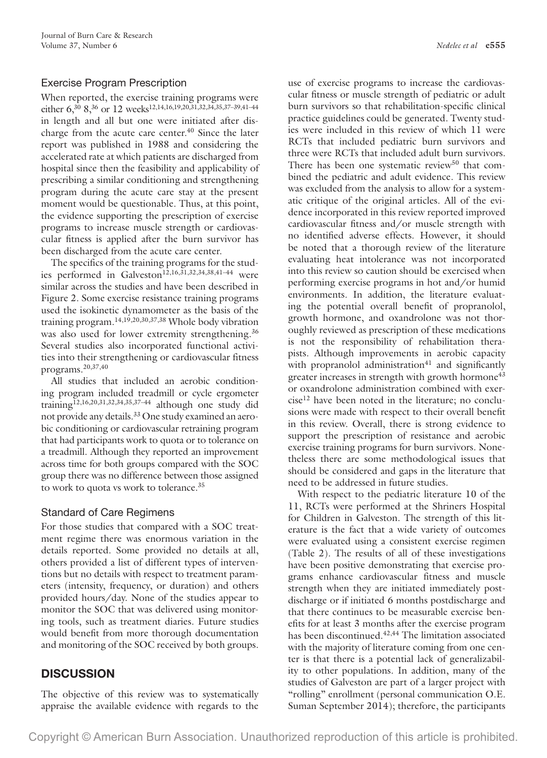### Exercise Program Prescription

When reported, the exercise training programs were either 6,[30] 8,[36] or 12 weeks[12,14,16,19,20,31,32,34,35,37–39,41–44] in length and all but one were initiated after discharge from the acute care center.[40] Since the later report was published in 1988 and considering the accelerated rate at which patients are discharged from hospital since then the feasibility and applicability of prescribing a similar conditioning and strengthening program during the acute care stay at the present moment would be questionable. Thus, at this point, the evidence supporting the prescription of exercise programs to increase muscle strength or cardiovascular fitness is applied after the burn survivor has been discharged from the acute care center.

The specifics of the training programs for the studies performed in Galveston[12,16,31,32,34,38,41–44] were similar across the studies and have been described in Figure 2. Some exercise resistance training programs used the isokinetic dynamometer as the basis of the training program.[14,19,20,30,37,38] Whole body vibration was also used for lower extremity strengthening.[36] Several studies also incorporated functional activities into their strengthening or cardiovascular fitness programs.[20,37,40]

All studies that included an aerobic conditioning program included treadmill or cycle ergometer training[12,16,20,31,32,34,35,37–44] although one study did not provide any details.[33] One study examined an aerobic conditioning or cardiovascular retraining program that had participants work to quota or to tolerance on a treadmill. Although they reported an improvement across time for both groups compared with the SOC group there was no difference between those assigned to work to quota vs work to tolerance.[35]

### Standard of Care Regimens

For those studies that compared with a SOC treatment regime there was enormous variation in the details reported. Some provided no details at all, others provided a list of different types of interventions but no details with respect to treatment parameters (intensity, frequency, or duration) and others provided hours/day. None of the studies appear to monitor the SOC that was delivered using monitoring tools, such as treatment diaries. Future studies would benefit from more thorough documentation and monitoring of the SOC received by both groups.

## DISCUSSION

The objective of this review was to systematically appraise the available evidence with regards to the use of exercise programs to increase the cardiovascular fitness or muscle strength of pediatric or adult burn survivors so that rehabilitation-specific clinical practice guidelines could be generated. Twenty studies were included in this review of which 11 were RCTs that included pediatric burn survivors and three were RCTs that included adult burn survivors. There has been one systematic review[50] that combined the pediatric and adult evidence. This review was excluded from the analysis to allow for a systematic critique of the original articles. All of the evidence incorporated in this review reported improved cardiovascular fitness and/or muscle strength with no identified adverse effects. However, it should be noted that a thorough review of the literature evaluating heat intolerance was not incorporated into this review so caution should be exercised when performing exercise programs in hot and/or humid environments. In addition, the literature evaluating the potential overall benefit of propranolol, growth hormone, and oxandrolone was not thoroughly reviewed as prescription of these medications is not the responsibility of rehabilitation therapists. Although improvements in aerobic capacity with propranolol administration[41] and significantly greater increases in strength with growth hormone[43] or oxandrolone administration combined with exercise[12] have been noted in the literature; no conclusions were made with respect to their overall benefit in this review. Overall, there is strong evidence to support the prescription of resistance and aerobic exercise training programs for burn survivors. Nonetheless there are some methodological issues that should be considered and gaps in the literature that need to be addressed in future studies.

With respect to the pediatric literature 10 of the 11, RCTs were performed at the Shriners Hospital for Children in Galveston. The strength of this literature is the fact that a wide variety of outcomes were evaluated using a consistent exercise regimen (Table 2). The results of all of these investigations have been positive demonstrating that exercise programs enhance cardiovascular fitness and muscle strength when they are initiated immediately postdischarge or if initiated 6 months postdischarge and that there continues to be measurable exercise benefits for at least 3 months after the exercise program has been discontinued.[42,44] The limitation associated with the majority of literature coming from one center is that there is a potential lack of generalizability to other populations. In addition, many of the studies of Galveston are part of a larger project with "rolling" enrollment (personal communication O.E. Suman September 2014); therefore, the participants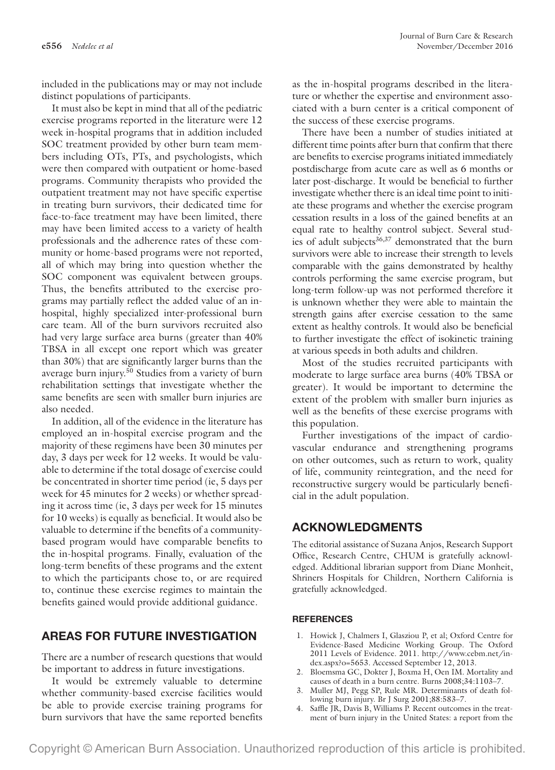included in the publications may or may not include distinct populations of participants.

It must also be kept in mind that all of the pediatric exercise programs reported in the literature were 12 week in-hospital programs that in addition included SOC treatment provided by other burn team members including OTs, PTs, and psychologists, which were then compared with outpatient or home-based programs. Community therapists who provided the outpatient treatment may not have specific expertise in treating burn survivors, their dedicated time for face-to-face treatment may have been limited, there may have been limited access to a variety of health professionals and the adherence rates of these community or home-based programs were not reported, all of which may bring into question whether the SOC component was equivalent between groups. Thus, the benefits attributed to the exercise programs may partially reflect the added value of an in-hospital, highly specialized inter-professional burn care team. All of the burn survivors recruited also had very large surface area burns (greater than 40% TBSA in all except one report which was greater than 30%) that are significantly larger burns than the average burn injury.[50] Studies from a variety of burn rehabilitation settings that investigate whether the same benefits are seen with smaller burn injuries are also needed.

In addition, all of the evidence in the literature has employed an in-hospital exercise program and the majority of these regimens have been 30 minutes per day, 3 days per week for 12 weeks. It would be valuable to determine if the total dosage of exercise could be concentrated in shorter time period (ie, 5 days per week for 45 minutes for 2 weeks) or whether spreading it across time (ie, 3 days per week for 15 minutes for 10 weeks) is equally as beneficial. It would also be valuable to determine if the benefits of a community-based program would have comparable benefits to the in-hospital programs. Finally, evaluation of the long-term benefits of these programs and the extent to which the participants chose to, or are required to, continue these exercise regimes to maintain the benefits gained would provide additional guidance.

## AREAS FOR FUTURE INVESTIGATION

There are a number of research questions that would be important to address in future investigations.

It would be extremely valuable to determine whether community-based exercise facilities would be able to provide exercise training programs for burn survivors that have the same reported benefits as the in-hospital programs described in the literature or whether the expertise and environment associated with a burn center is a critical component of the success of these exercise programs.

There have been a number of studies initiated at different time points after burn that confirm that there are benefits to exercise programs initiated immediately postdischarge from acute care as well as 6 months or later post-discharge. It would be beneficial to further investigate whether there is an ideal time point to initiate these programs and whether the exercise program cessation results in a loss of the gained benefits at an equal rate to healthy control subject. Several studies of adult subjects[36,37] demonstrated that the burn survivors were able to increase their strength to levels comparable with the gains demonstrated by healthy controls performing the same exercise program, but long-term follow-up was not performed therefore it is unknown whether they were able to maintain the strength gains after exercise cessation to the same extent as healthy controls. It would also be beneficial to further investigate the effect of isokinetic training at various speeds in both adults and children.

Most of the studies recruited participants with moderate to large surface area burns (40% TBSA or greater). It would be important to determine the extent of the problem with smaller burn injuries as well as the benefits of these exercise programs with this population.

Further investigations of the impact of cardiovascular endurance and strengthening programs on other outcomes, such as return to work, quality of life, community reintegration, and the need for reconstructive surgery would be particularly beneficial in the adult population.

## ACKNOWLEDGMENTS

The editorial assistance of Suzana Anjos, Research Support Office, Research Centre, CHUM is gratefully acknowledged. Additional librarian support from Diane Monheit, Shriners Hospitals for Children, Northern California is gratefully acknowledged.

### REFERENCES

1. Howick J, Chalmers I, Glasziou P, et al; Oxford Centre for Evidence-Based Medicine Working Group. The Oxford 2011 Levels of Evidence. 2011. http://www.cebm.net/index.aspx?o=5653. Accessed September 12, 2013.
2. Bloemsma GC, Dokter J, Boxma H, Oen IM. Mortality and causes of death in a burn centre. Burns 2008;34:1103–7.
3. Muller MJ, Pegg SP, Rule MR. Determinants of death following burn injury. Br J Surg 2001;88:583–7.
4. Saffle JR, Davis B, Williams P. Recent outcomes in the treatment of burn injury in the United States: a report from the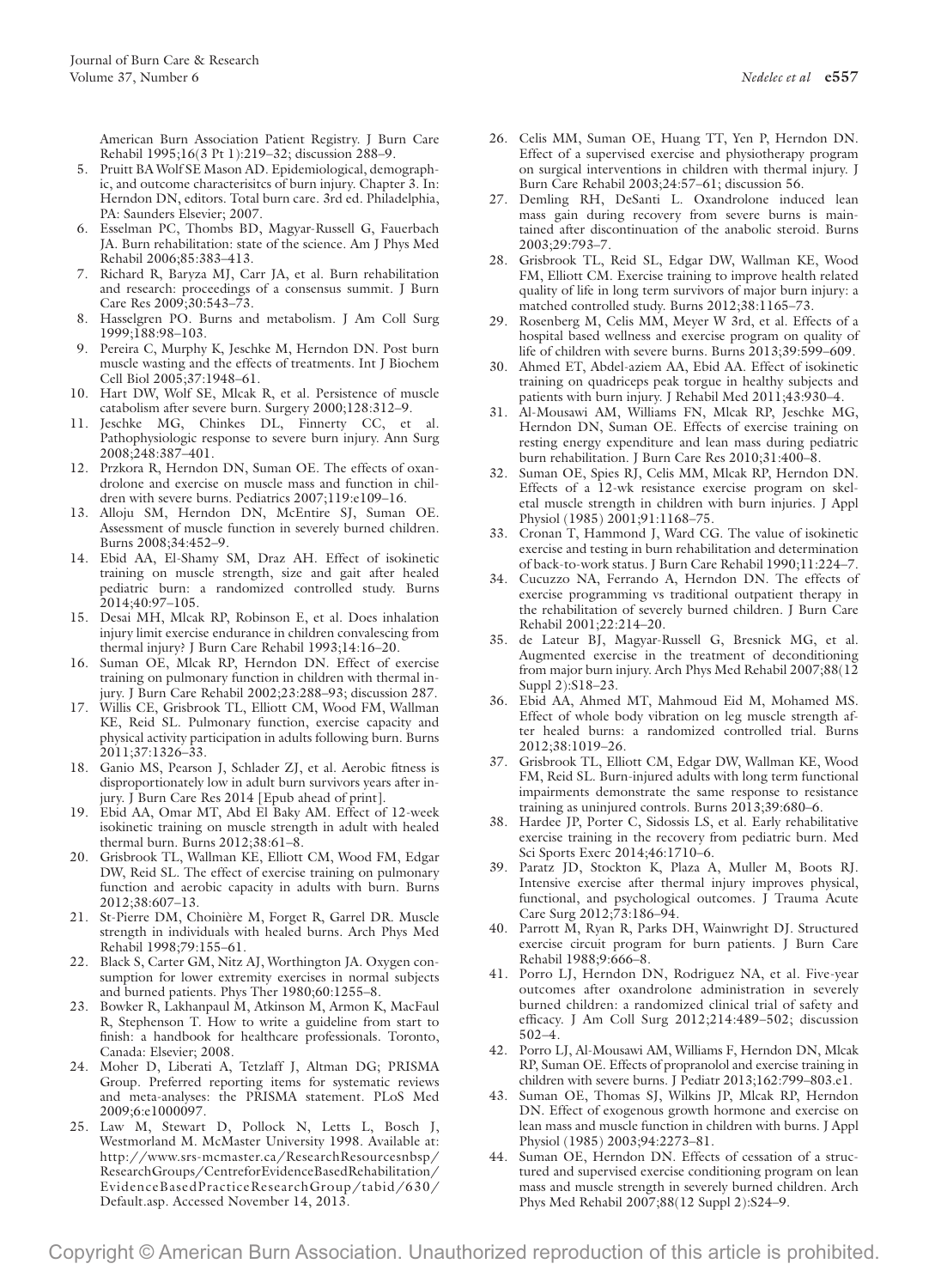American Burn Association Patient Registry. J Burn Care Rehabil 1995;16(3 Pt 1):219–32; discussion 288–9.

5. Pruitt BA Wolf SE Mason AD. Epidemiological, demographic, and outcome characterisitcs of burn injury. Chapter 3. In: Herndon DN, editors. Total burn care. 3rd ed. Philadelphia, PA: Saunders Elsevier; 2007.
6. Esselman PC, Thombs BD, Magyar-Russell G, Fauerbach JA. Burn rehabilitation: state of the science. Am J Phys Med Rehabil 2006;85:383–413.
7. Richard R, Baryza MJ, Carr JA, et al. Burn rehabilitation and research: proceedings of a consensus summit. J Burn Care Res 2009;30:543–73.
8. Hasselgren PO. Burns and metabolism. J Am Coll Surg 1999;188:98–103.
9. Pereira C, Murphy K, Jeschke M, Herndon DN. Post burn muscle wasting and the effects of treatments. Int J Biochem Cell Biol 2005;37:1948–61.
10. Hart DW, Wolf SE, Mlcak R, et al. Persistence of muscle catabolism after severe burn. Surgery 2000;128:312–9.
11. Jeschke MG, Chinkes DL, Finnerty CC, et al. Pathophysiologic response to severe burn injury. Ann Surg 2008;248:387–401.
12. Przkora R, Herndon DN, Suman OE. The effects of oxandrolone and exercise on muscle mass and function in children with severe burns. Pediatrics 2007;119:e109–16.
13. Alloju SM, Herndon DN, McEntire SJ, Suman OE. Assessment of muscle function in severely burned children. Burns 2008;34:452–9.
14. Ebid AA, El-Shamy SM, Draz AH. Effect of isokinetic training on muscle strength, size and gait after healed pediatric burn: a randomized controlled study. Burns 2014;40:97–105.
15. Desai MH, Mlcak RP, Robinson E, et al. Does inhalation injury limit exercise endurance in children convalescing from thermal injury? J Burn Care Rehabil 1993;14:16–20.
16. Suman OE, Mlcak RP, Herndon DN. Effect of exercise training on pulmonary function in children with thermal injury. J Burn Care Rehabil 2002;23:288–93; discussion 287.
17. Willis CE, Grisbrook TL, Elliott CM, Wood FM, Wallman KE, Reid SL. Pulmonary function, exercise capacity and physical activity participation in adults following burn. Burns 2011;37:1326–33.
18. Ganio MS, Pearson J, Schlader ZJ, et al. Aerobic fitness is disproportionately low in adult burn survivors years after injury. J Burn Care Res 2014 [Epub ahead of print].
19. Ebid AA, Omar MT, Abd El Baky AM. Effect of 12-week isokinetic training on muscle strength in adult with healed thermal burn. Burns 2012;38:61–8.
20. Grisbrook TL, Wallman KE, Elliott CM, Wood FM, Edgar DW, Reid SL. The effect of exercise training on pulmonary function and aerobic capacity in adults with burn. Burns 2012;38:607–13.
21. St-Pierre DM, Choinière M, Forget R, Garrel DR. Muscle strength in individuals with healed burns. Arch Phys Med Rehabil 1998;79:155–61.
22. Black S, Carter GM, Nitz AJ, Worthington JA. Oxygen consumption for lower extremity exercises in normal subjects and burned patients. Phys Ther 1980;60:1255–8.
23. Bowker R, Lakhanpaul M, Atkinson M, Armon K, MacFaul R, Stephenson T. How to write a guideline from start to finish: a handbook for healthcare professionals. Toronto, Canada: Elsevier; 2008.
24. Moher D, Liberati A, Tetzlaff J, Altman DG; PRISMA Group. Preferred reporting items for systematic reviews and meta-analyses: the PRISMA statement. PLoS Med 2009;6:e1000097.
25. Law M, Stewart D, Pollock N, Letts L, Bosch J, Westmorland M. McMaster University 1998. Available at: http://www.srs-mcmaster.ca/ResearchResourcesnbsp/ResearchGroups/CentreforEvidenceBasedRehabilitation/EvidenceBasedPracticeResearchGroup/tabid/630/Default.asp. Accessed November 14, 2013.
26. Celis MM, Suman OE, Huang TT, Yen P, Herndon DN. Effect of a supervised exercise and physiotherapy program on surgical interventions in children with thermal injury. J Burn Care Rehabil 2003;24:57–61; discussion 56.
27. Demling RH, DeSanti L. Oxandrolone induced lean mass gain during recovery from severe burns is maintained after discontinuation of the anabolic steroid. Burns 2003;29:793–7.
28. Grisbrook TL, Reid SL, Edgar DW, Wallman KE, Wood FM, Elliott CM. Exercise training to improve health related quality of life in long term survivors of major burn injury: a matched controlled study. Burns 2012;38:1165–73.
29. Rosenberg M, Celis MM, Meyer W 3rd, et al. Effects of a hospital based wellness and exercise program on quality of life of children with severe burns. Burns 2013;39:599–609.
30. Ahmed ET, Abdel-aziem AA, Ebid AA. Effect of isokinetic training on quadriceps peak torgue in healthy subjects and patients with burn injury. J Rehabil Med 2011;43:930–4.
31. Al-Mousawi AM, Williams FN, Mlcak RP, Jeschke MG, Herndon DN, Suman OE. Effects of exercise training on resting energy expenditure and lean mass during pediatric burn rehabilitation. J Burn Care Res 2010;31:400–8.
32. Suman OE, Spies RJ, Celis MM, Mlcak RP, Herndon DN. Effects of a 12-wk resistance exercise program on skeletal muscle strength in children with burn injuries. J Appl Physiol (1985) 2001;91:1168–75.
33. Cronan T, Hammond J, Ward CG. The value of isokinetic exercise and testing in burn rehabilitation and determination of back-to-work status. J Burn Care Rehabil 1990;11:224–7.
34. Cucuzzo NA, Ferrando A, Herndon DN. The effects of exercise programming vs traditional outpatient therapy in the rehabilitation of severely burned children. J Burn Care Rehabil 2001;22:214–20.
35. de Lateur BJ, Magyar-Russell G, Bresnick MG, et al. Augmented exercise in the treatment of deconditioning from major burn injury. Arch Phys Med Rehabil 2007;88(12 Suppl 2):S18–23.
36. Ebid AA, Ahmed MT, Mahmoud Eid M, Mohamed MS. Effect of whole body vibration on leg muscle strength after healed burns: a randomized controlled trial. Burns 2012;38:1019–26.
37. Grisbrook TL, Elliott CM, Edgar DW, Wallman KE, Wood FM, Reid SL. Burn-injured adults with long term functional impairments demonstrate the same response to resistance training as uninjured controls. Burns 2013;39:680–6.
38. Hardee JP, Porter C, Sidossis LS, et al. Early rehabilitative exercise training in the recovery from pediatric burn. Med Sci Sports Exerc 2014;46:1710–6.
39. Paratz JD, Stockton K, Plaza A, Muller M, Boots RJ. Intensive exercise after thermal injury improves physical, functional, and psychological outcomes. J Trauma Acute Care Surg 2012;73:186–94.
40. Parrott M, Ryan R, Parks DH, Wainwright DJ. Structured exercise circuit program for burn patients. J Burn Care Rehabil 1988;9:666–8.
41. Porro LJ, Herndon DN, Rodriguez NA, et al. Five-year outcomes after oxandrolone administration in severely burned children: a randomized clinical trial of safety and efficacy. J Am Coll Surg 2012;214:489–502; discussion 502–4.
42. Porro LJ, Al-Mousawi AM, Williams F, Herndon DN, Mlcak RP, Suman OE. Effects of propranolol and exercise training in children with severe burns. J Pediatr 2013;162:799–803.e1.
43. Suman OE, Thomas SJ, Wilkins JP, Mlcak RP, Herndon DN. Effect of exogenous growth hormone and exercise on lean mass and muscle function in children with burns. J Appl Physiol (1985) 2003;94:2273–81.
44. Suman OE, Herndon DN. Effects of cessation of a structured and supervised exercise conditioning program on lean mass and muscle strength in severely burned children. Arch Phys Med Rehabil 2007;88(12 Suppl 2):S24–9.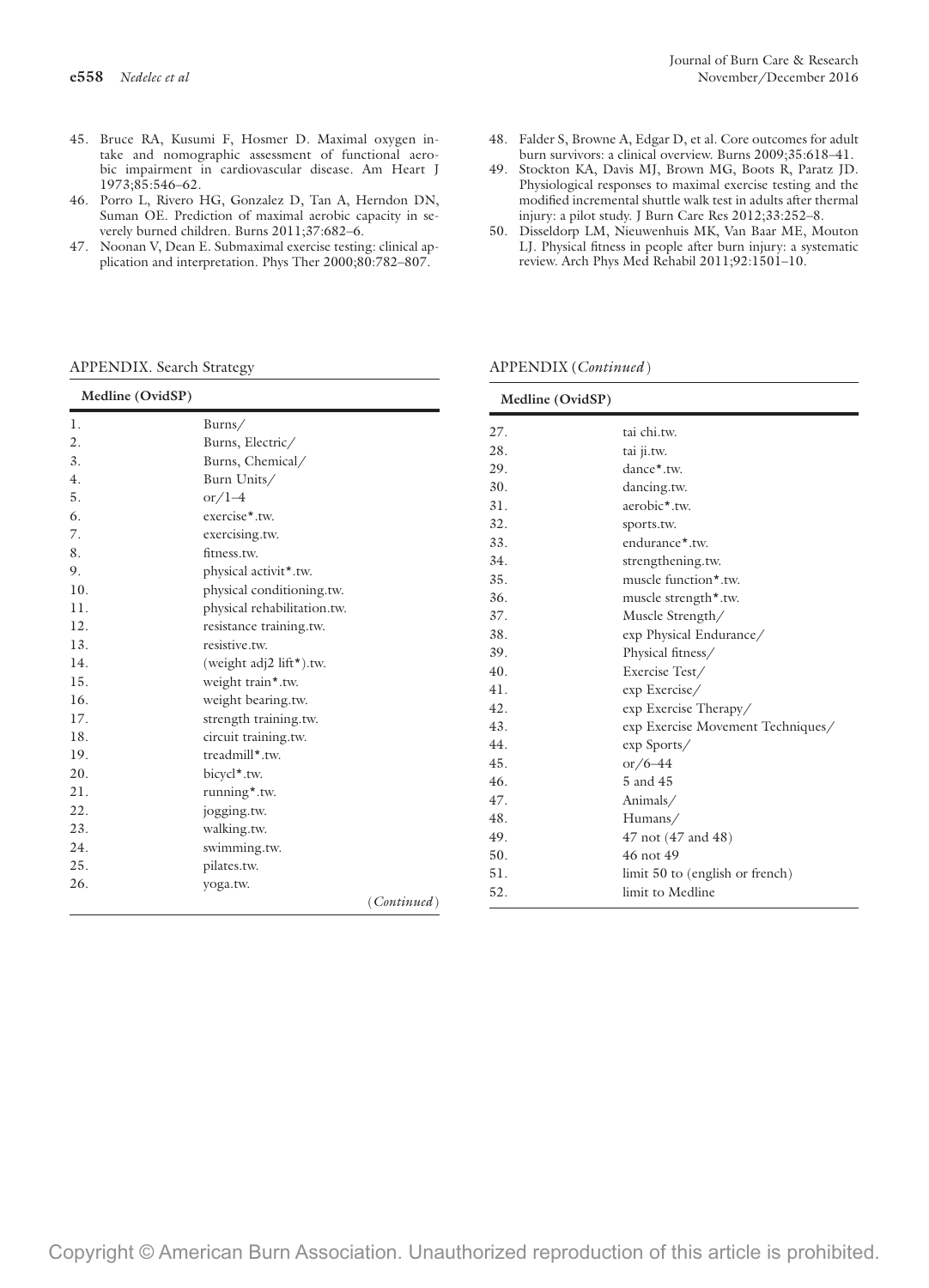45. Bruce RA, Kusumi F, Hosmer D. Maximal oxygen intake and nomographic assessment of functional aerobic impairment in cardiovascular disease. Am Heart J 1973;85:546–62.
46. Porro L, Rivero HG, Gonzalez D, Tan A, Herndon DN, Suman OE. Prediction of maximal aerobic capacity in severely burned children. Burns 2011;37:682–6.
47. Noonan V, Dean E. Submaximal exercise testing: clinical application and interpretation. Phys Ther 2000;80:782–807.
48. Falder S, Browne A, Edgar D, et al. Core outcomes for adult burn survivors: a clinical overview. Burns 2009;35:618–41.
49. Stockton KA, Davis MJ, Brown MG, Boots R, Paratz JD. Physiological responses to maximal exercise testing and the modified incremental shuttle walk test in adults after thermal injury: a pilot study. J Burn Care Res 2012;33:252–8.
50. Disseldorp LM, Nieuwenhuis MK, Van Baar ME, Mouton LJ. Physical fitness in people after burn injury: a systematic review. Arch Phys Med Rehabil 2011;92:1501–10.

APPENDIX. Search Strategy

| Medline (OvidSP) | |
|---|---|
| 1. | Burns/ |
| 2. | Burns, Electric/ |
| 3. | Burns, Chemical/ |
| 4. | Burn Units/ |
| 5. | or/1–4 |
| 6. | exercise*.tw. |
| 7. | exercising.tw. |
| 8. | fitness.tw. |
| 9. | physical activit*.tw. |
| 10. | physical conditioning.tw. |
| 11. | physical rehabilitation.tw. |
| 12. | resistance training.tw. |
| 13. | resistive.tw. |
| 14. | (weight adj2 lift*).tw. |
| 15. | weight train*.tw. |
| 16. | weight bearing.tw. |
| 17. | strength training.tw. |
| 18. | circuit training.tw. |
| 19. | treadmill*.tw. |
| 20. | bicycl*.tw. |
| 21. | running*.tw. |
| 22. | jogging.tw. |
| 23. | walking.tw. |
| 24. | swimming.tw. |
| 25. | pilates.tw. |
| 26. | yoga.tw. |
| 27. | tai chi.tw. |
| 28. | tai ji.tw. |
| 29. | dance*.tw. |
| 30. | dancing.tw. |
| 31. | aerobic*.tw. |
| 32. | sports.tw. |
| 33. | endurance*.tw. |
| 34. | strengthening.tw. |
| 35. | muscle function*.tw. |
| 36. | muscle strength*.tw. |
| 37. | Muscle Strength/ |
| 38. | exp Physical Endurance/ |
| 39. | Physical fitness/ |
| 40. | Exercise Test/ |
| 41. | exp Exercise/ |
| 42. | exp Exercise Therapy/ |
| 43. | exp Exercise Movement Techniques/ |
| 44. | exp Sports/ |
| 45. | or/6–44 |
| 46. | 5 and 45 |
| 47. | Animals/ |
| 48. | Humans/ |
| 49. | 47 not (47 and 48) |
| 50. | 46 not 49 |
| 51. | limit 50 to (english or french) |
| 52. | limit to Medline |